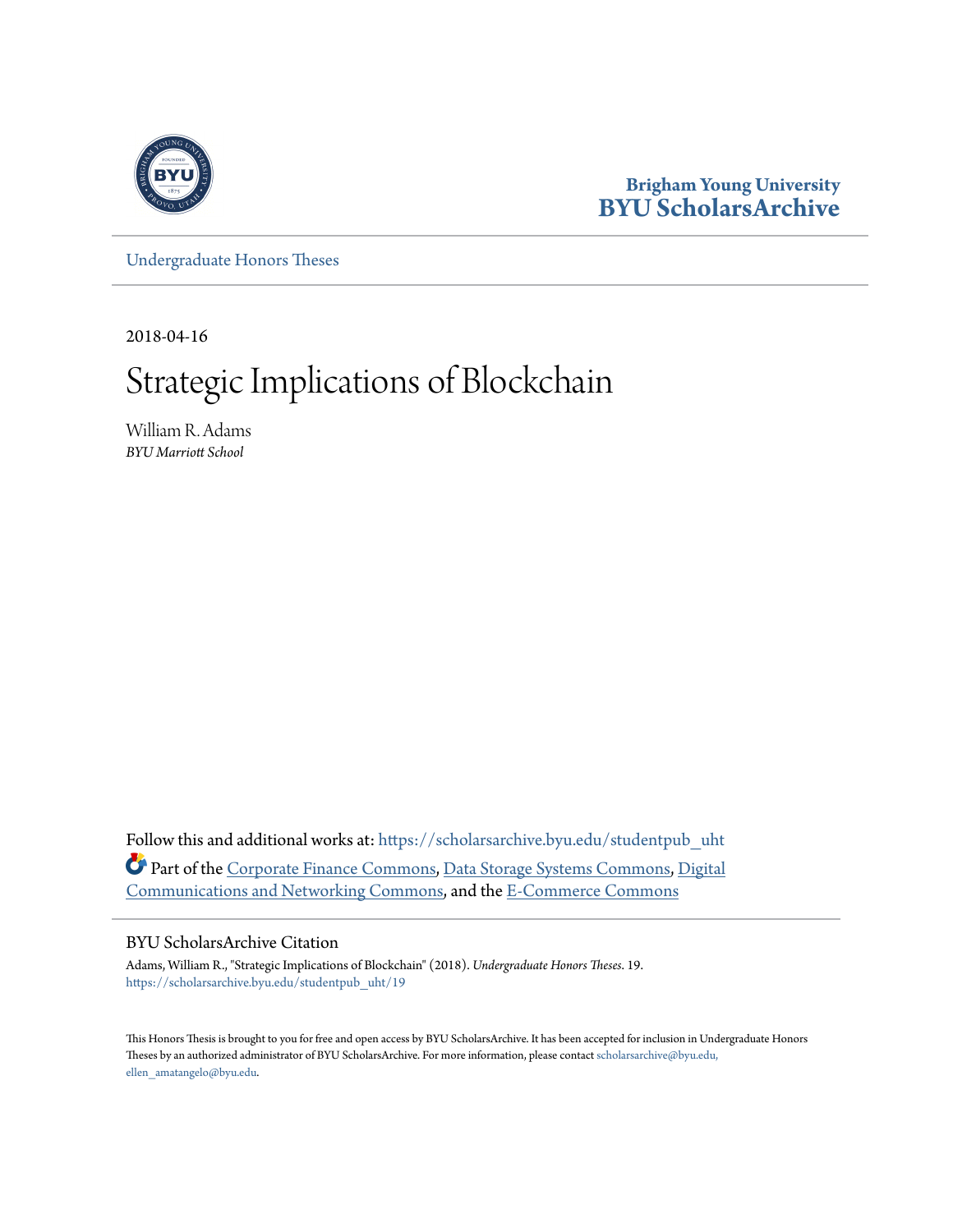Brigham Young University
**BYU ScholarsArchive**

Undergraduate Honors Theses

2018-04-16

# Strategic Implications of Blockchain

William R. Adams
*BYU Marriott School*

Follow this and additional works at: https://scholarsarchive.byu.edu/studentpub_uht

Part of the Corporate Finance Commons, Data Storage Systems Commons, Digital Communications and Networking Commons, and the E-Commerce Commons

## BYU ScholarsArchive Citation

Adams, William R., "Strategic Implications of Blockchain" (2018). *Undergraduate Honors Theses*. 19.
https://scholarsarchive.byu.edu/studentpub_uht/19

This Honors Thesis is brought to you for free and open access by BYU ScholarsArchive. It has been accepted for inclusion in Undergraduate Honors Theses by an authorized administrator of BYU ScholarsArchive. For more information, please contact scholarsarchive@byu.edu, ellen_amatangelo@byu.edu.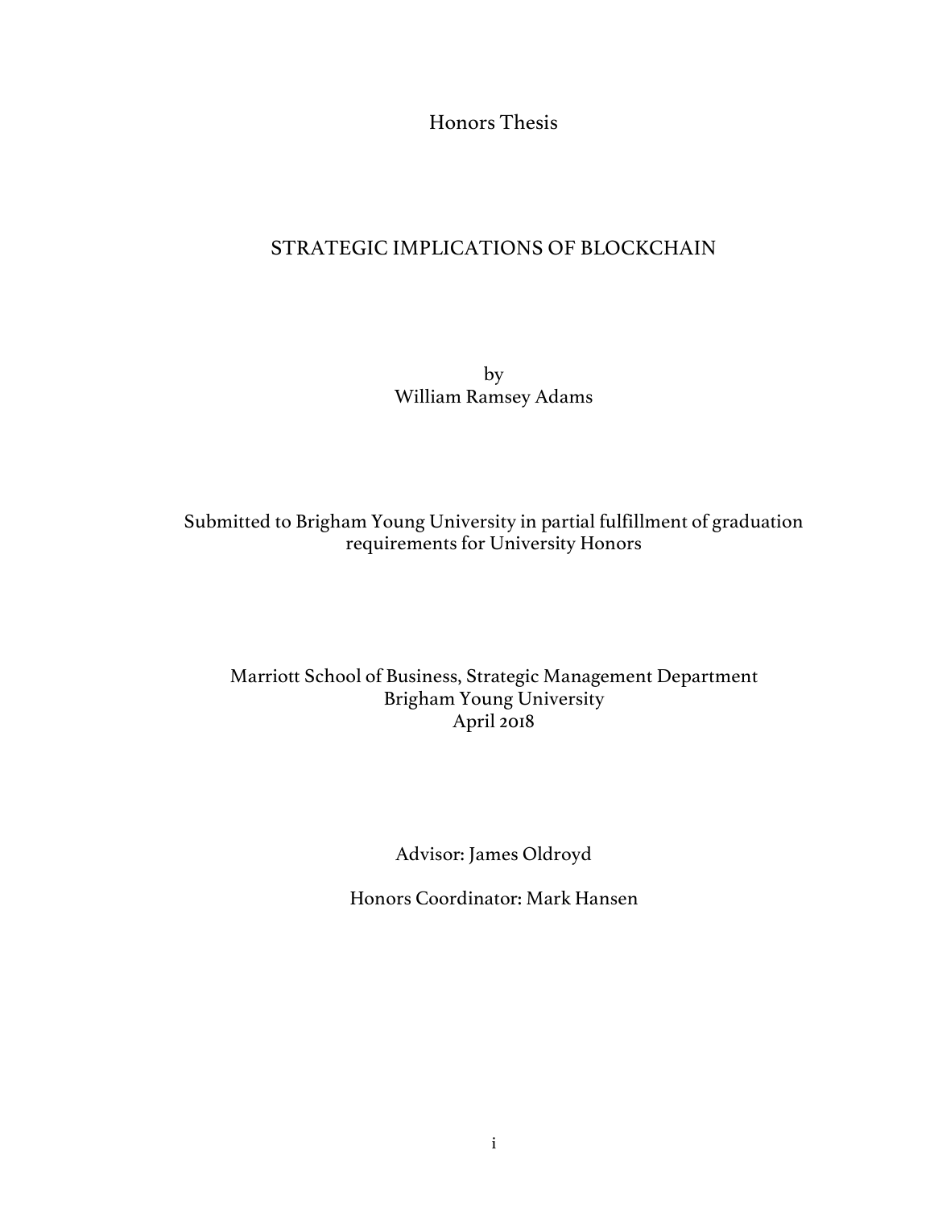Honors Thesis

# STRATEGIC IMPLICATIONS OF BLOCKCHAIN

by
William Ramsey Adams

Submitted to Brigham Young University in partial fulfillment of graduation requirements for University Honors

Marriott School of Business, Strategic Management Department
Brigham Young University
April 2018

Advisor: James Oldroyd

Honors Coordinator: Mark Hansen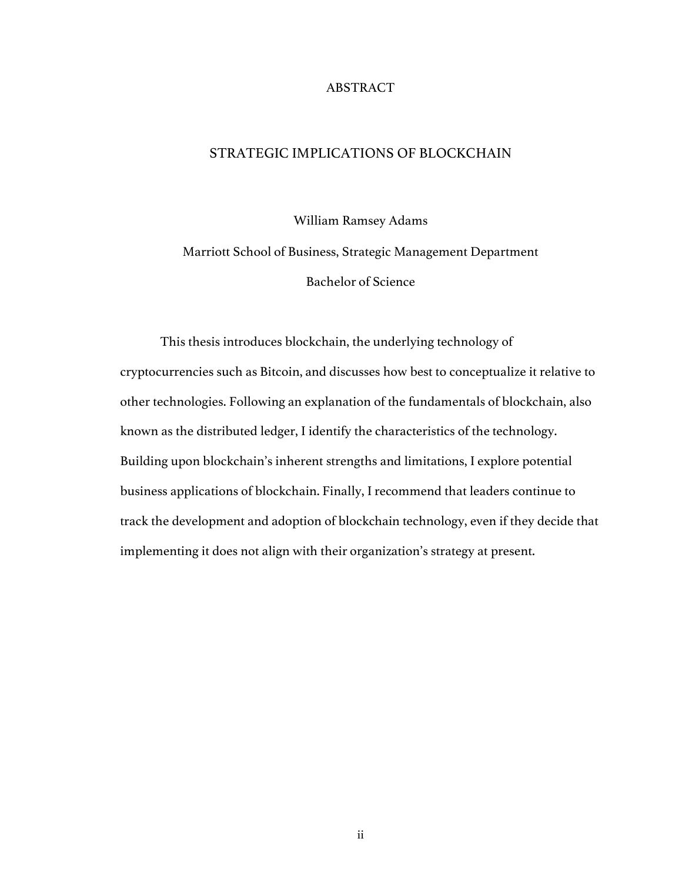# ABSTRACT

## STRATEGIC IMPLICATIONS OF BLOCKCHAIN

William Ramsey Adams

Marriott School of Business, Strategic Management Department

Bachelor of Science

This thesis introduces blockchain, the underlying technology of cryptocurrencies such as Bitcoin, and discusses how best to conceptualize it relative to other technologies. Following an explanation of the fundamentals of blockchain, also known as the distributed ledger, I identify the characteristics of the technology. Building upon blockchain's inherent strengths and limitations, I explore potential business applications of blockchain. Finally, I recommend that leaders continue to track the development and adoption of blockchain technology, even if they decide that implementing it does not align with their organization's strategy at present.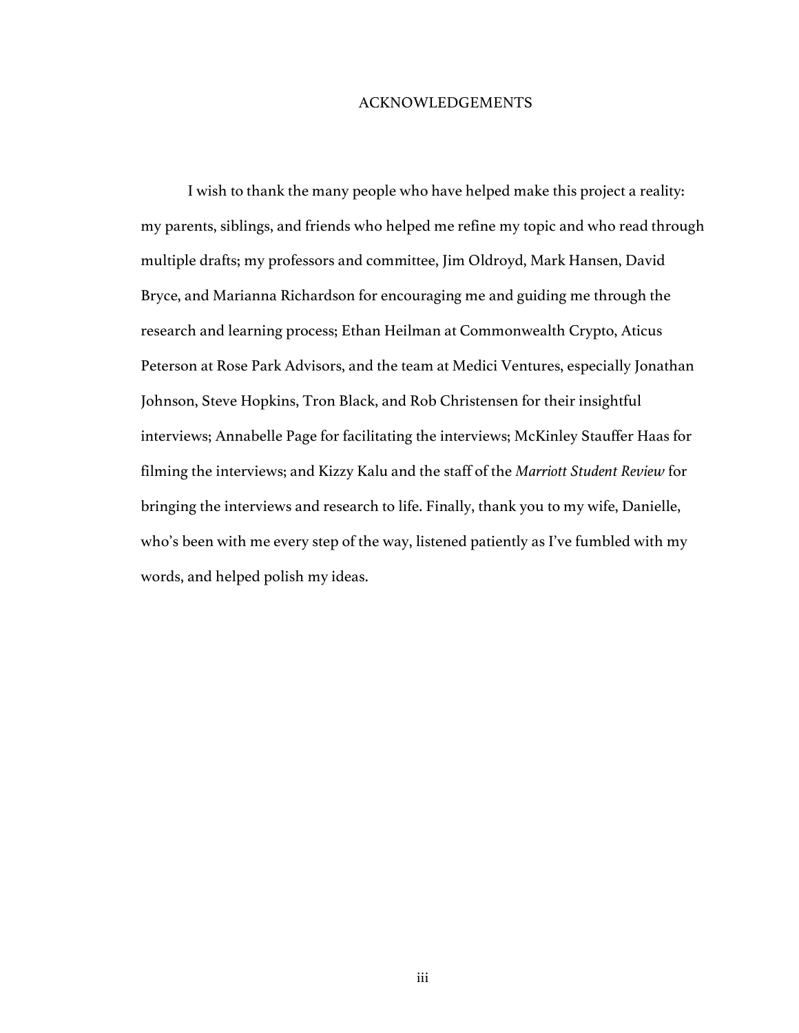# ACKNOWLEDGEMENTS

I wish to thank the many people who have helped make this project a reality: my parents, siblings, and friends who helped me refine my topic and who read through multiple drafts; my professors and committee, Jim Oldroyd, Mark Hansen, David Bryce, and Marianna Richardson for encouraging me and guiding me through the research and learning process; Ethan Heilman at Commonwealth Crypto, Aticus Peterson at Rose Park Advisors, and the team at Medici Ventures, especially Jonathan Johnson, Steve Hopkins, Tron Black, and Rob Christensen for their insightful interviews; Annabelle Page for facilitating the interviews; McKinley Stauffer Haas for filming the interviews; and Kizzy Kalu and the staff of the *Marriott Student Review* for bringing the interviews and research to life. Finally, thank you to my wife, Danielle, who's been with me every step of the way, listened patiently as I've fumbled with my words, and helped polish my ideas.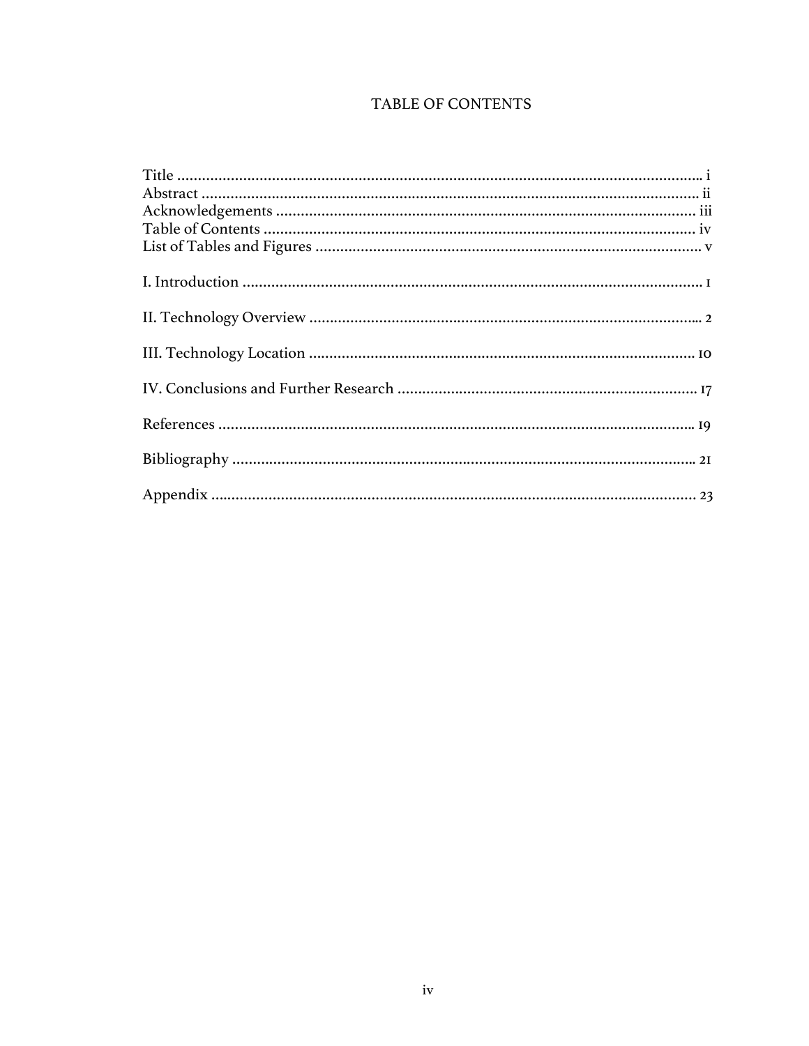# TABLE OF CONTENTS

Title .................................................................................................................... i
Abstract ................................................................................................................ ii
Acknowledgements ............................................................................................... iii
Table of Contents ................................................................................................. iv
List of Tables and Figures ..................................................................................... v

I. Introduction ........................................................................................................ 1

II. Technology Overview ........................................................................................ 2

III. Technology Location ........................................................................................ 10

IV. Conclusions and Further Research ................................................................. 17

References ............................................................................................................ 19

Bibliography ......................................................................................................... 21

Appendix .............................................................................................................. 23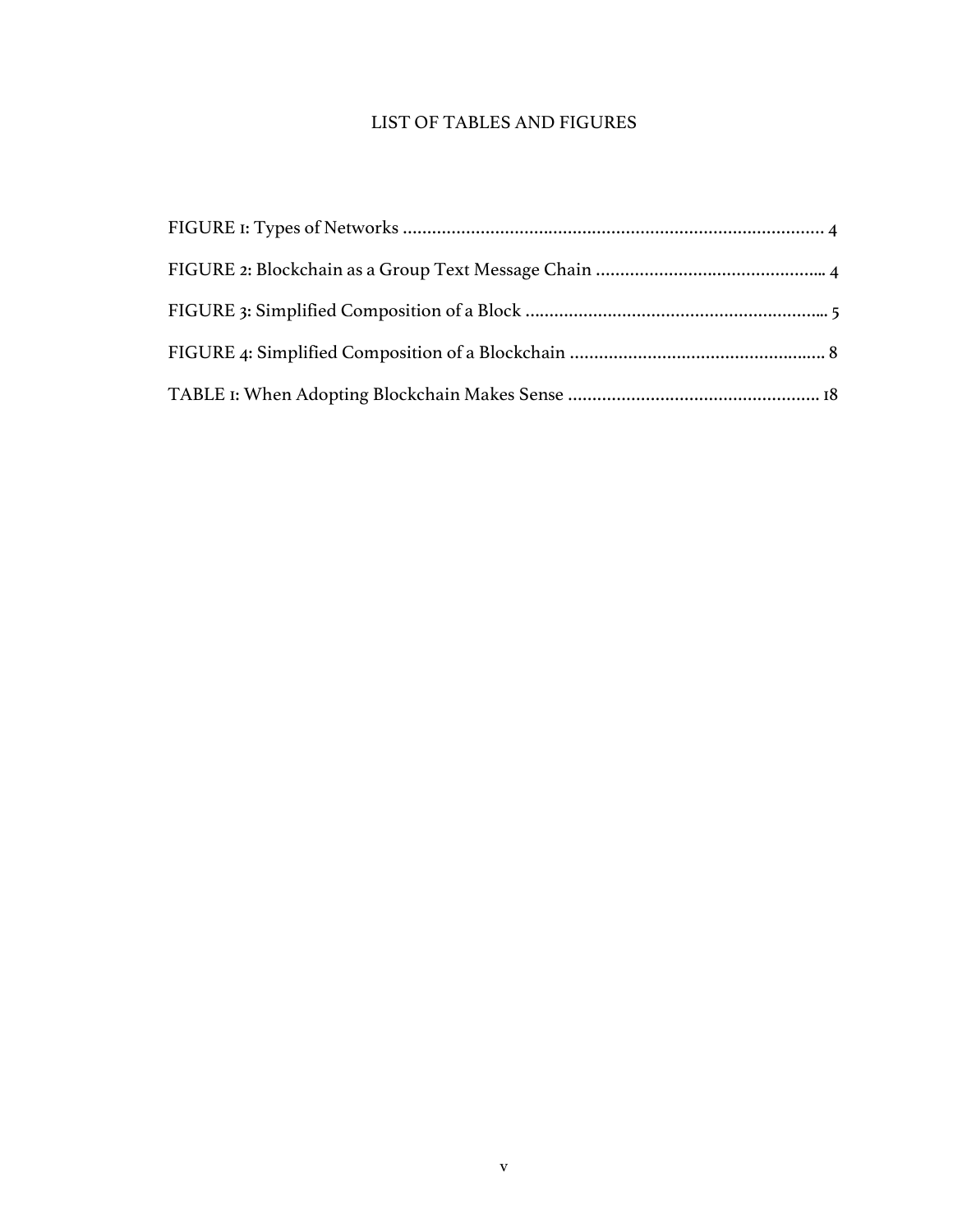# LIST OF TABLES AND FIGURES

FIGURE 1: Types of Networks ........................................................................................ 4

FIGURE 2: Blockchain as a Group Text Message Chain ............................................... 4

FIGURE 3: Simplified Composition of a Block ............................................................. 5

FIGURE 4: Simplified Composition of a Blockchain .................................................... 8

TABLE 1: When Adopting Blockchain Makes Sense .................................................... 18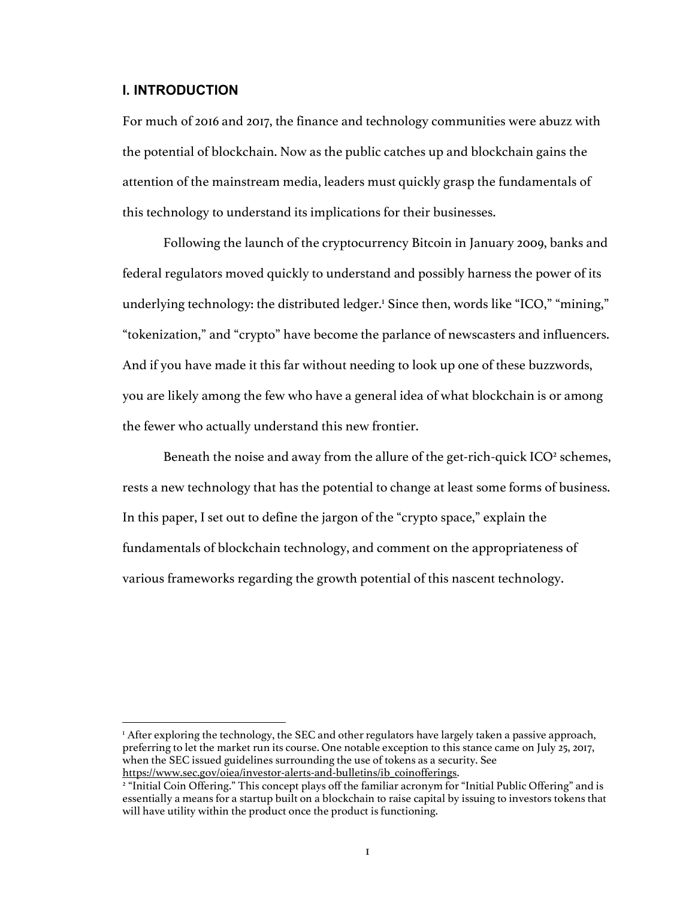## I. INTRODUCTION

For much of 2016 and 2017, the finance and technology communities were abuzz with the potential of blockchain. Now as the public catches up and blockchain gains the attention of the mainstream media, leaders must quickly grasp the fundamentals of this technology to understand its implications for their businesses.

Following the launch of the cryptocurrency Bitcoin in January 2009, banks and federal regulators moved quickly to understand and possibly harness the power of its underlying technology: the distributed ledger.[1] Since then, words like "ICO," "mining," "tokenization," and "crypto" have become the parlance of newscasters and influencers. And if you have made it this far without needing to look up one of these buzzwords, you are likely among the few who have a general idea of what blockchain is or among the fewer who actually understand this new frontier.

Beneath the noise and away from the allure of the get-rich-quick ICO[2] schemes, rests a new technology that has the potential to change at least some forms of business. In this paper, I set out to define the jargon of the "crypto space," explain the fundamentals of blockchain technology, and comment on the appropriateness of various frameworks regarding the growth potential of this nascent technology.

---

[1] After exploring the technology, the SEC and other regulators have largely taken a passive approach, preferring to let the market run its course. One notable exception to this stance came on July 25, 2017, when the SEC issued guidelines surrounding the use of tokens as a security. See https://www.sec.gov/oiea/investor-alerts-and-bulletins/ib_coinofferings.

[2] "Initial Coin Offering." This concept plays off the familiar acronym for "Initial Public Offering" and is essentially a means for a startup built on a blockchain to raise capital by issuing to investors tokens that will have utility within the product once the product is functioning.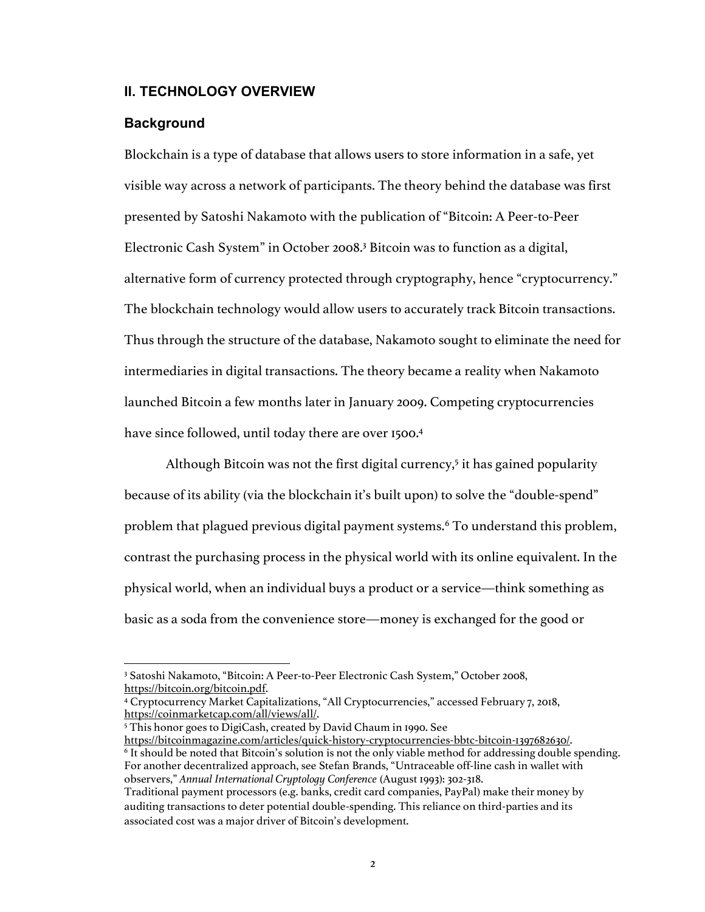## II. TECHNOLOGY OVERVIEW

### Background

Blockchain is a type of database that allows users to store information in a safe, yet visible way across a network of participants. The theory behind the database was first presented by Satoshi Nakamoto with the publication of "Bitcoin: A Peer-to-Peer Electronic Cash System" in October 2008.[3] Bitcoin was to function as a digital, alternative form of currency protected through cryptography, hence "cryptocurrency." The blockchain technology would allow users to accurately track Bitcoin transactions. Thus through the structure of the database, Nakamoto sought to eliminate the need for intermediaries in digital transactions. The theory became a reality when Nakamoto launched Bitcoin a few months later in January 2009. Competing cryptocurrencies have since followed, until today there are over 1500.[4]

Although Bitcoin was not the first digital currency,[5] it has gained popularity because of its ability (via the blockchain it's built upon) to solve the "double-spend" problem that plagued previous digital payment systems.[6] To understand this problem, contrast the purchasing process in the physical world with its online equivalent. In the physical world, when an individual buys a product or a service—think something as basic as a soda from the convenience store—money is exchanged for the good or

---

[3] Satoshi Nakamoto, "Bitcoin: A Peer-to-Peer Electronic Cash System," October 2008, https://bitcoin.org/bitcoin.pdf.

[4] Cryptocurrency Market Capitalizations, "All Cryptocurrencies," accessed February 7, 2018, https://coinmarketcap.com/all/views/all/.

[5] This honor goes to DigiCash, created by David Chaum in 1990. See https://bitcoinmagazine.com/articles/quick-history-cryptocurrencies-bbtc-bitcoin-1397682630/.

[6] It should be noted that Bitcoin's solution is not the only viable method for addressing double spending. For another decentralized approach, see Stefan Brands, "Untraceable off-line cash in wallet with observers," *Annual International Cryptology Conference* (August 1993): 302-318. Traditional payment processors (e.g. banks, credit card companies, PayPal) make their money by auditing transactions to deter potential double-spending. This reliance on third-parties and its associated cost was a major driver of Bitcoin's development.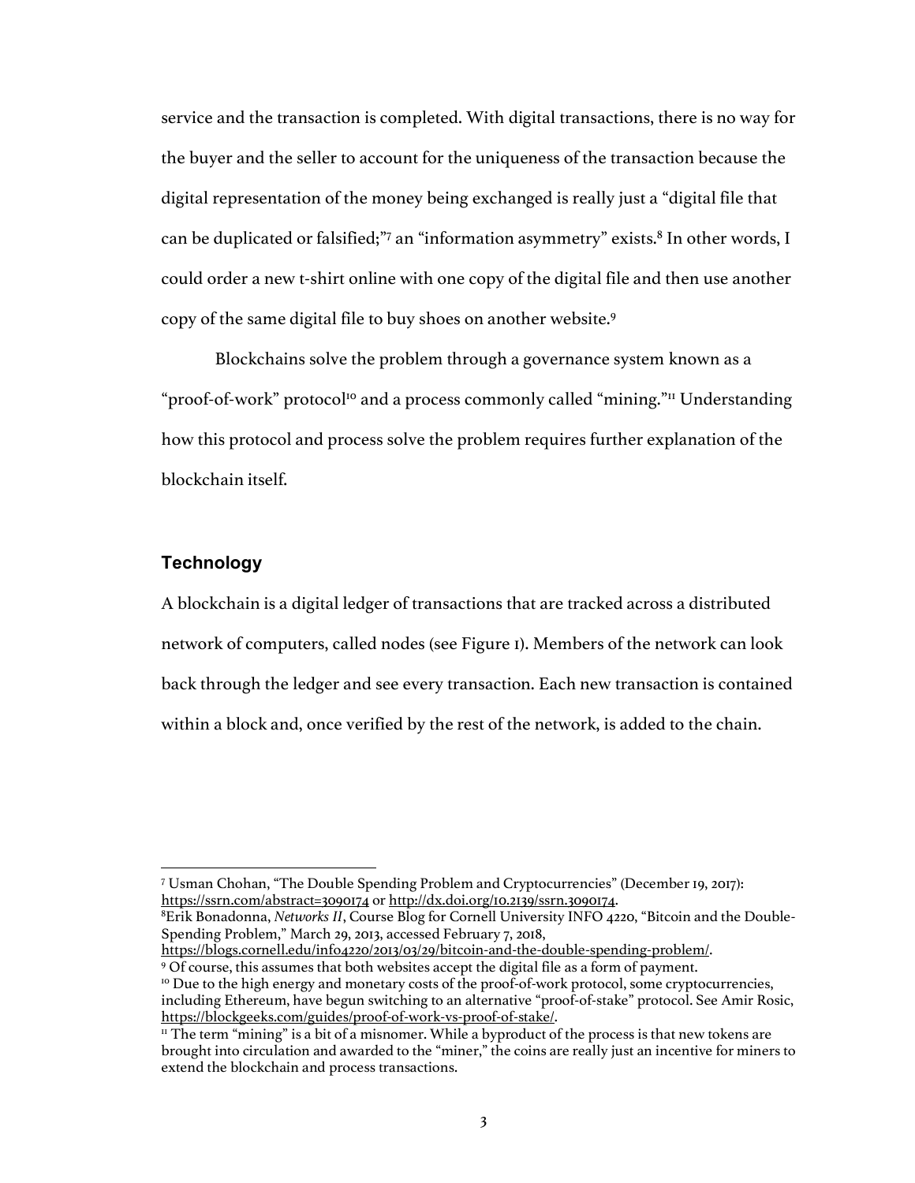service and the transaction is completed. With digital transactions, there is no way for the buyer and the seller to account for the uniqueness of the transaction because the digital representation of the money being exchanged is really just a "digital file that can be duplicated or falsified;"[7] an "information asymmetry" exists.[8] In other words, I could order a new t-shirt online with one copy of the digital file and then use another copy of the same digital file to buy shoes on another website.[9]

Blockchains solve the problem through a governance system known as a "proof-of-work" protocol[10] and a process commonly called "mining."[11] Understanding how this protocol and process solve the problem requires further explanation of the blockchain itself.

## Technology

A blockchain is a digital ledger of transactions that are tracked across a distributed network of computers, called nodes (see Figure 1). Members of the network can look back through the ledger and see every transaction. Each new transaction is contained within a block and, once verified by the rest of the network, is added to the chain.

---

[7] Usman Chohan, "The Double Spending Problem and Cryptocurrencies" (December 19, 2017): https://ssrn.com/abstract=3090174 or http://dx.doi.org/10.2139/ssrn.3090174.

[8] Erik Bonadonna, *Networks II*, Course Blog for Cornell University INFO 4220, "Bitcoin and the Double-Spending Problem," March 29, 2013, accessed February 7, 2018, https://blogs.cornell.edu/info4220/2013/03/29/bitcoin-and-the-double-spending-problem/.

[9] Of course, this assumes that both websites accept the digital file as a form of payment.

[10] Due to the high energy and monetary costs of the proof-of-work protocol, some cryptocurrencies, including Ethereum, have begun switching to an alternative "proof-of-stake" protocol. See Amir Rosic, https://blockgeeks.com/guides/proof-of-work-vs-proof-of-stake/.

[11] The term "mining" is a bit of a misnomer. While a byproduct of the process is that new tokens are brought into circulation and awarded to the "miner," the coins are really just an incentive for miners to extend the blockchain and process transactions.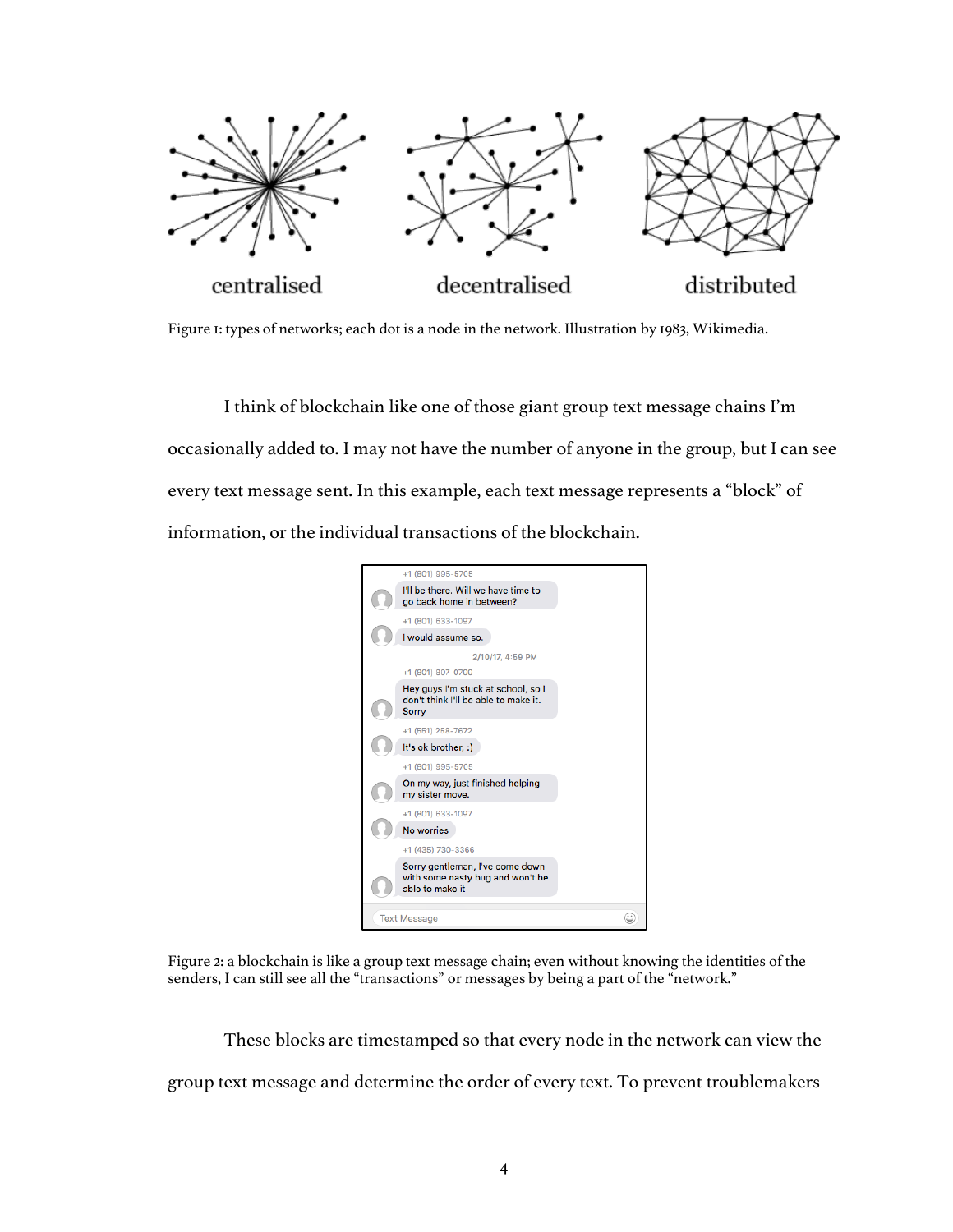Figure 1: types of networks; each dot is a node in the network. Illustration by 1983, Wikimedia.

I think of blockchain like one of those giant group text message chains I'm occasionally added to. I may not have the number of anyone in the group, but I can see every text message sent. In this example, each text message represents a "block" of information, or the individual transactions of the blockchain.

Figure 2: a blockchain is like a group text message chain; even without knowing the identities of the senders, I can still see all the "transactions" or messages by being a part of the "network."

These blocks are timestamped so that every node in the network can view the group text message and determine the order of every text. To prevent troublemakers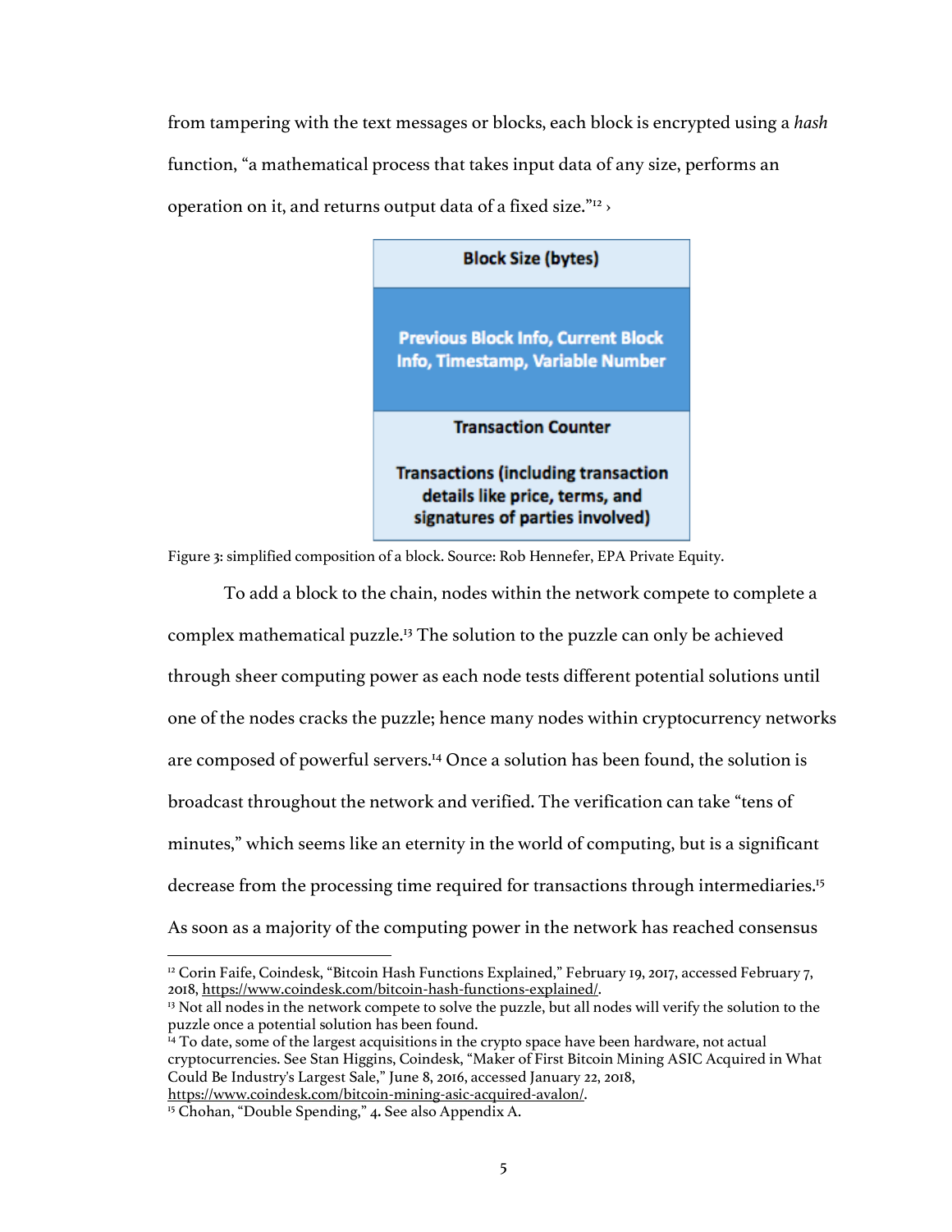from tampering with the text messages or blocks, each block is encrypted using a *hash* function, "a mathematical process that takes input data of any size, performs an operation on it, and returns output data of a fixed size."[12] ›

| Block Size (bytes) |
| --- |
| Previous Block Info, Current Block Info, Timestamp, Variable Number |
| Transaction Counter<br><br>Transactions (including transaction details like price, terms, and signatures of parties involved) |

Figure 3: simplified composition of a block. Source: Rob Hennefer, EPA Private Equity.

To add a block to the chain, nodes within the network compete to complete a complex mathematical puzzle.[13] The solution to the puzzle can only be achieved through sheer computing power as each node tests different potential solutions until one of the nodes cracks the puzzle; hence many nodes within cryptocurrency networks are composed of powerful servers.[14] Once a solution has been found, the solution is broadcast throughout the network and verified. The verification can take "tens of minutes," which seems like an eternity in the world of computing, but is a significant decrease from the processing time required for transactions through intermediaries.[15] As soon as a majority of the computing power in the network has reached consensus

---

[12] Corin Faife, Coindesk, "Bitcoin Hash Functions Explained," February 19, 2017, accessed February 7, 2018, https://www.coindesk.com/bitcoin-hash-functions-explained/.

[13] Not all nodes in the network compete to solve the puzzle, but all nodes will verify the solution to the puzzle once a potential solution has been found.

[14] To date, some of the largest acquisitions in the crypto space have been hardware, not actual cryptocurrencies. See Stan Higgins, Coindesk, "Maker of First Bitcoin Mining ASIC Acquired in What Could Be Industry's Largest Sale," June 8, 2016, accessed January 22, 2018, https://www.coindesk.com/bitcoin-mining-asic-acquired-avalon/.

[15] Chohan, "Double Spending," 4. See also Appendix A.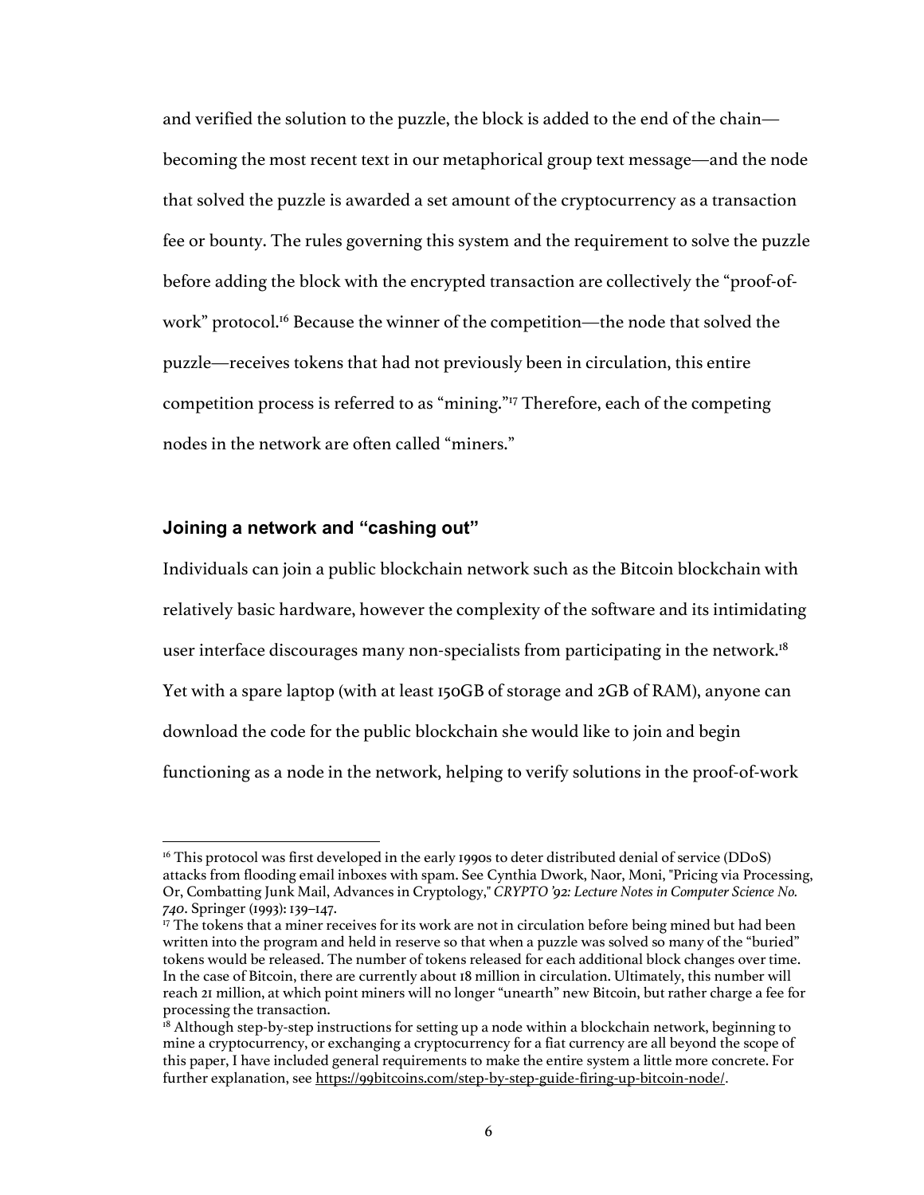and verified the solution to the puzzle, the block is added to the end of the chain—becoming the most recent text in our metaphorical group text message—and the node that solved the puzzle is awarded a set amount of the cryptocurrency as a transaction fee or bounty. The rules governing this system and the requirement to solve the puzzle before adding the block with the encrypted transaction are collectively the "proof-of-work" protocol.[16] Because the winner of the competition—the node that solved the puzzle—receives tokens that had not previously been in circulation, this entire competition process is referred to as "mining."[17] Therefore, each of the competing nodes in the network are often called "miners."

### Joining a network and "cashing out"

Individuals can join a public blockchain network such as the Bitcoin blockchain with relatively basic hardware, however the complexity of the software and its intimidating user interface discourages many non-specialists from participating in the network.[18] Yet with a spare laptop (with at least 150GB of storage and 2GB of RAM), anyone can download the code for the public blockchain she would like to join and begin functioning as a node in the network, helping to verify solutions in the proof-of-work

---

[16] This protocol was first developed in the early 1990s to deter distributed denial of service (DDoS) attacks from flooding email inboxes with spam. See Cynthia Dwork, Naor, Moni, "Pricing via Processing, Or, Combatting Junk Mail, Advances in Cryptology," *CRYPTO '92: Lecture Notes in Computer Science No. 740*. Springer (1993): 139–147.

[17] The tokens that a miner receives for its work are not in circulation before being mined but had been written into the program and held in reserve so that when a puzzle was solved so many of the "buried" tokens would be released. The number of tokens released for each additional block changes over time. In the case of Bitcoin, there are currently about 18 million in circulation. Ultimately, this number will reach 21 million, at which point miners will no longer "unearth" new Bitcoin, but rather charge a fee for processing the transaction.

[18] Although step-by-step instructions for setting up a node within a blockchain network, beginning to mine a cryptocurrency, or exchanging a cryptocurrency for a fiat currency are all beyond the scope of this paper, I have included general requirements to make the entire system a little more concrete. For further explanation, see https://99bitcoins.com/step-by-step-guide-firing-up-bitcoin-node/.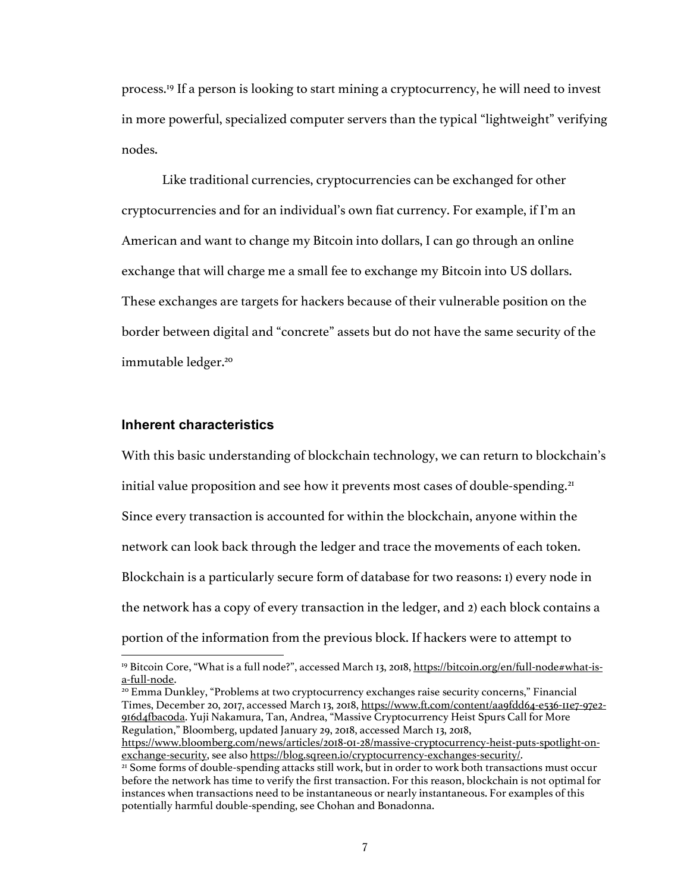process.[19] If a person is looking to start mining a cryptocurrency, he will need to invest in more powerful, specialized computer servers than the typical "lightweight" verifying nodes.

Like traditional currencies, cryptocurrencies can be exchanged for other cryptocurrencies and for an individual's own fiat currency. For example, if I'm an American and want to change my Bitcoin into dollars, I can go through an online exchange that will charge me a small fee to exchange my Bitcoin into US dollars. These exchanges are targets for hackers because of their vulnerable position on the border between digital and "concrete" assets but do not have the same security of the immutable ledger.[20]

### Inherent characteristics

With this basic understanding of blockchain technology, we can return to blockchain's initial value proposition and see how it prevents most cases of double-spending.[21] Since every transaction is accounted for within the blockchain, anyone within the network can look back through the ledger and trace the movements of each token. Blockchain is a particularly secure form of database for two reasons: 1) every node in the network has a copy of every transaction in the ledger, and 2) each block contains a portion of the information from the previous block. If hackers were to attempt to

---

[19] Bitcoin Core, "What is a full node?", accessed March 13, 2018, https://bitcoin.org/en/full-node#what-is-a-full-node.

[20] Emma Dunkley, "Problems at two cryptocurrency exchanges raise security concerns," Financial Times, December 20, 2017, accessed March 13, 2018, https://www.ft.com/content/aa9fdd64-e536-11e7-97e2-916d4fbac0da. Yuji Nakamura, Tan, Andrea, "Massive Cryptocurrency Heist Spurs Call for More Regulation," Bloomberg, updated January 29, 2018, accessed March 13, 2018, https://www.bloomberg.com/news/articles/2018-01-28/massive-cryptocurrency-heist-puts-spotlight-on-exchange-security, see also https://blog.sqreen.io/cryptocurrency-exchanges-security/.

[21] Some forms of double-spending attacks still work, but in order to work both transactions must occur before the network has time to verify the first transaction. For this reason, blockchain is not optimal for instances when transactions need to be instantaneous or nearly instantaneous. For examples of this potentially harmful double-spending, see Chohan and Bonadonna.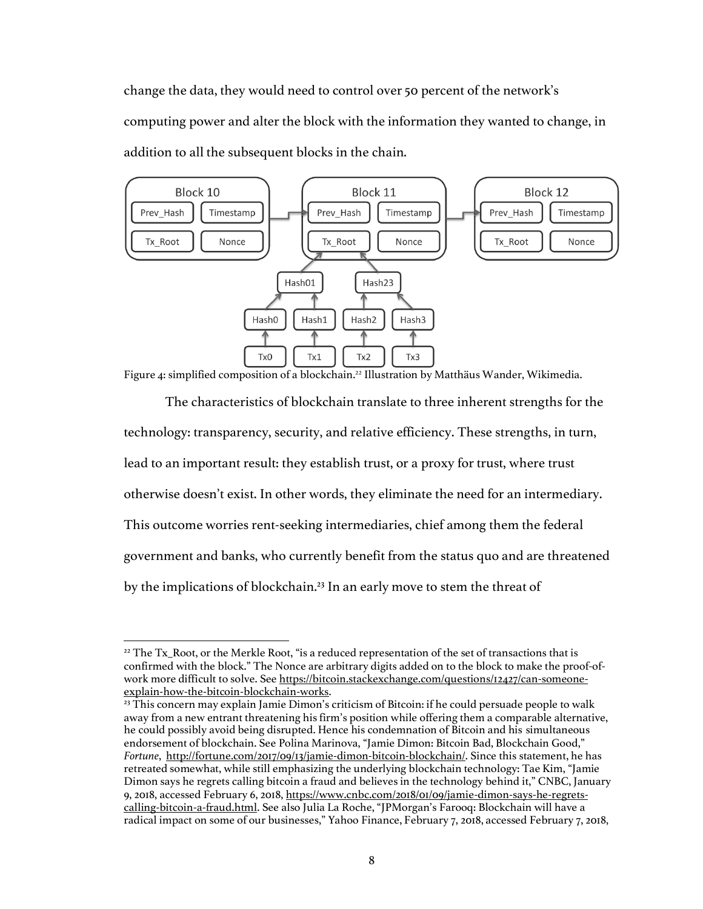change the data, they would need to control over 50 percent of the network's computing power and alter the block with the information they wanted to change, in addition to all the subsequent blocks in the chain.

Figure 4: simplified composition of a blockchain.[22] Illustration by Matthäus Wander, Wikimedia.

The characteristics of blockchain translate to three inherent strengths for the technology: transparency, security, and relative efficiency. These strengths, in turn, lead to an important result: they establish trust, or a proxy for trust, where trust otherwise doesn't exist. In other words, they eliminate the need for an intermediary. This outcome worries rent-seeking intermediaries, chief among them the federal government and banks, who currently benefit from the status quo and are threatened by the implications of blockchain.[23] In an early move to stem the threat of

---

[22] The Tx_Root, or the Merkle Root, "is a reduced representation of the set of transactions that is confirmed with the block." The Nonce are arbitrary digits added on to the block to make the proof-of-work more difficult to solve. See https://bitcoin.stackexchange.com/questions/12427/can-someone-explain-how-the-bitcoin-blockchain-works.

[23] This concern may explain Jamie Dimon's criticism of Bitcoin: if he could persuade people to walk away from a new entrant threatening his firm's position while offering them a comparable alternative, he could possibly avoid being disrupted. Hence his condemnation of Bitcoin and his simultaneous endorsement of blockchain. See Polina Marinova, "Jamie Dimon: Bitcoin Bad, Blockchain Good," *Fortune*, http://fortune.com/2017/09/13/jamie-dimon-bitcoin-blockchain/. Since this statement, he has retreated somewhat, while still emphasizing the underlying blockchain technology: Tae Kim, "Jamie Dimon says he regrets calling bitcoin a fraud and believes in the technology behind it," CNBC, January 9, 2018, accessed February 6, 2018, https://www.cnbc.com/2018/01/09/jamie-dimon-says-he-regrets-calling-bitcoin-a-fraud.html. See also Julia La Roche, "JPMorgan's Farooq: Blockchain will have a radical impact on some of our businesses," Yahoo Finance, February 7, 2018, accessed February 7, 2018,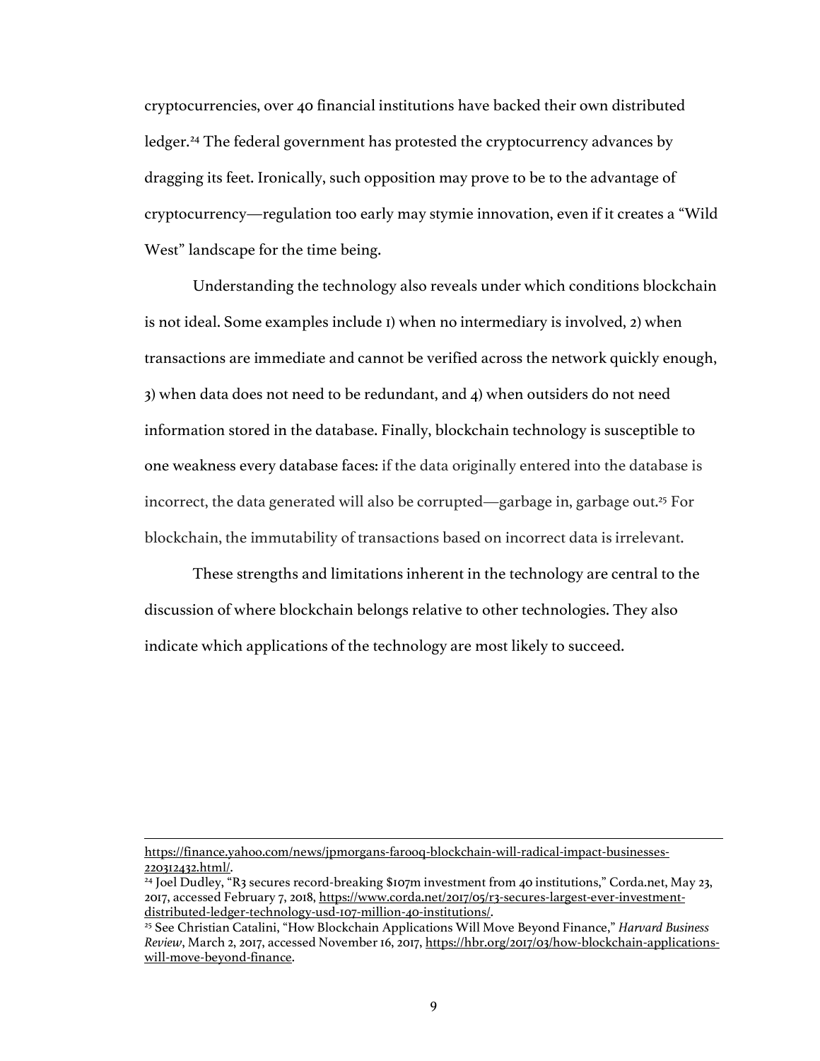cryptocurrencies, over 40 financial institutions have backed their own distributed ledger.[24] The federal government has protested the cryptocurrency advances by dragging its feet. Ironically, such opposition may prove to be to the advantage of cryptocurrency—regulation too early may stymie innovation, even if it creates a "Wild West" landscape for the time being.

Understanding the technology also reveals under which conditions blockchain is not ideal. Some examples include 1) when no intermediary is involved, 2) when transactions are immediate and cannot be verified across the network quickly enough, 3) when data does not need to be redundant, and 4) when outsiders do not need information stored in the database. Finally, blockchain technology is susceptible to one weakness every database faces: if the data originally entered into the database is incorrect, the data generated will also be corrupted—garbage in, garbage out.[25] For blockchain, the immutability of transactions based on incorrect data is irrelevant.

These strengths and limitations inherent in the technology are central to the discussion of where blockchain belongs relative to other technologies. They also indicate which applications of the technology are most likely to succeed.

---

https://finance.yahoo.com/news/jpmorgans-farooq-blockchain-will-radical-impact-businesses-220312432.html/.

[24] Joel Dudley, "R3 secures record-breaking $107m investment from 40 institutions," Corda.net, May 23, 2017, accessed February 7, 2018, https://www.corda.net/2017/05/r3-secures-largest-ever-investment-distributed-ledger-technology-usd-107-million-40-institutions/.

[25] See Christian Catalini, "How Blockchain Applications Will Move Beyond Finance," *Harvard Business Review*, March 2, 2017, accessed November 16, 2017, https://hbr.org/2017/03/how-blockchain-applications-will-move-beyond-finance.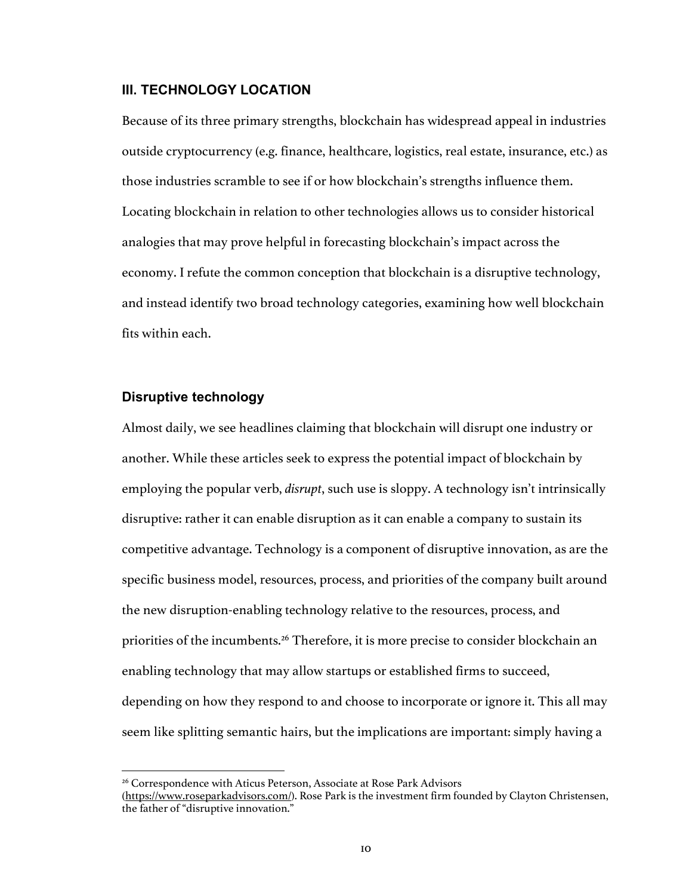## III. TECHNOLOGY LOCATION

Because of its three primary strengths, blockchain has widespread appeal in industries outside cryptocurrency (e.g. finance, healthcare, logistics, real estate, insurance, etc.) as those industries scramble to see if or how blockchain's strengths influence them. Locating blockchain in relation to other technologies allows us to consider historical analogies that may prove helpful in forecasting blockchain's impact across the economy. I refute the common conception that blockchain is a disruptive technology, and instead identify two broad technology categories, examining how well blockchain fits within each.

### Disruptive technology

Almost daily, we see headlines claiming that blockchain will disrupt one industry or another. While these articles seek to express the potential impact of blockchain by employing the popular verb, *disrupt*, such use is sloppy. A technology isn't intrinsically disruptive: rather it can enable disruption as it can enable a company to sustain its competitive advantage. Technology is a component of disruptive innovation, as are the specific business model, resources, process, and priorities of the company built around the new disruption-enabling technology relative to the resources, process, and priorities of the incumbents.[26] Therefore, it is more precise to consider blockchain an enabling technology that may allow startups or established firms to succeed, depending on how they respond to and choose to incorporate or ignore it. This all may seem like splitting semantic hairs, but the implications are important: simply having a

[26] Correspondence with Aticus Peterson, Associate at Rose Park Advisors (https://www.roseparkadvisors.com/). Rose Park is the investment firm founded by Clayton Christensen, the father of "disruptive innovation."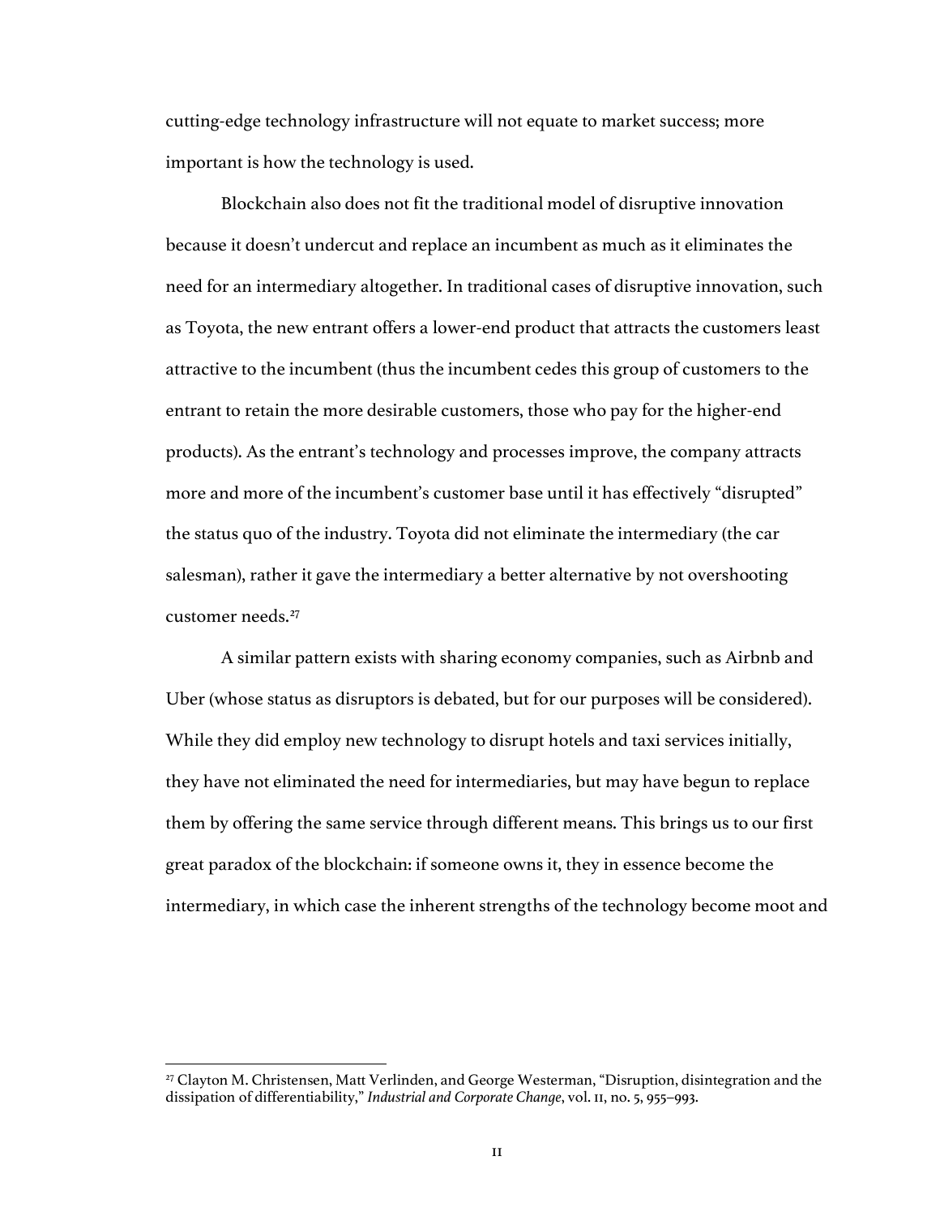cutting-edge technology infrastructure will not equate to market success; more important is how the technology is used.

Blockchain also does not fit the traditional model of disruptive innovation because it doesn't undercut and replace an incumbent as much as it eliminates the need for an intermediary altogether. In traditional cases of disruptive innovation, such as Toyota, the new entrant offers a lower-end product that attracts the customers least attractive to the incumbent (thus the incumbent cedes this group of customers to the entrant to retain the more desirable customers, those who pay for the higher-end products). As the entrant's technology and processes improve, the company attracts more and more of the incumbent's customer base until it has effectively "disrupted" the status quo of the industry. Toyota did not eliminate the intermediary (the car salesman), rather it gave the intermediary a better alternative by not overshooting customer needs.[27]

A similar pattern exists with sharing economy companies, such as Airbnb and Uber (whose status as disruptors is debated, but for our purposes will be considered). While they did employ new technology to disrupt hotels and taxi services initially, they have not eliminated the need for intermediaries, but may have begun to replace them by offering the same service through different means. This brings us to our first great paradox of the blockchain: if someone owns it, they in essence become the intermediary, in which case the inherent strengths of the technology become moot and

---

[27] Clayton M. Christensen, Matt Verlinden, and George Westerman, "Disruption, disintegration and the dissipation of differentiability," *Industrial and Corporate Change*, vol. 11, no. 5, 955–993.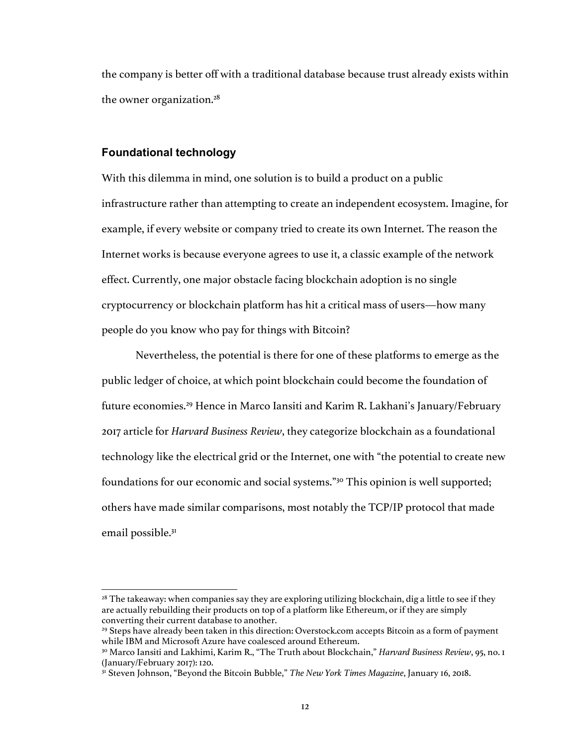the company is better off with a traditional database because trust already exists within the owner organization.[28]

### Foundational technology

With this dilemma in mind, one solution is to build a product on a public infrastructure rather than attempting to create an independent ecosystem. Imagine, for example, if every website or company tried to create its own Internet. The reason the Internet works is because everyone agrees to use it, a classic example of the network effect. Currently, one major obstacle facing blockchain adoption is no single cryptocurrency or blockchain platform has hit a critical mass of users—how many people do you know who pay for things with Bitcoin?

Nevertheless, the potential is there for one of these platforms to emerge as the public ledger of choice, at which point blockchain could become the foundation of future economies.[29] Hence in Marco Iansiti and Karim R. Lakhani's January/February 2017 article for *Harvard Business Review*, they categorize blockchain as a foundational technology like the electrical grid or the Internet, one with "the potential to create new foundations for our economic and social systems."[30] This opinion is well supported; others have made similar comparisons, most notably the TCP/IP protocol that made email possible.[31]

---

[28] The takeaway: when companies say they are exploring utilizing blockchain, dig a little to see if they are actually rebuilding their products on top of a platform like Ethereum, or if they are simply converting their current database to another.

[29] Steps have already been taken in this direction: Overstock.com accepts Bitcoin as a form of payment while IBM and Microsoft Azure have coalesced around Ethereum.

[30] Marco Iansiti and Lakhimi, Karim R., "The Truth about Blockchain," *Harvard Business Review*, 95, no. 1 (January/February 2017): 120.

[31] Steven Johnson, "Beyond the Bitcoin Bubble," *The New York Times Magazine*, January 16, 2018.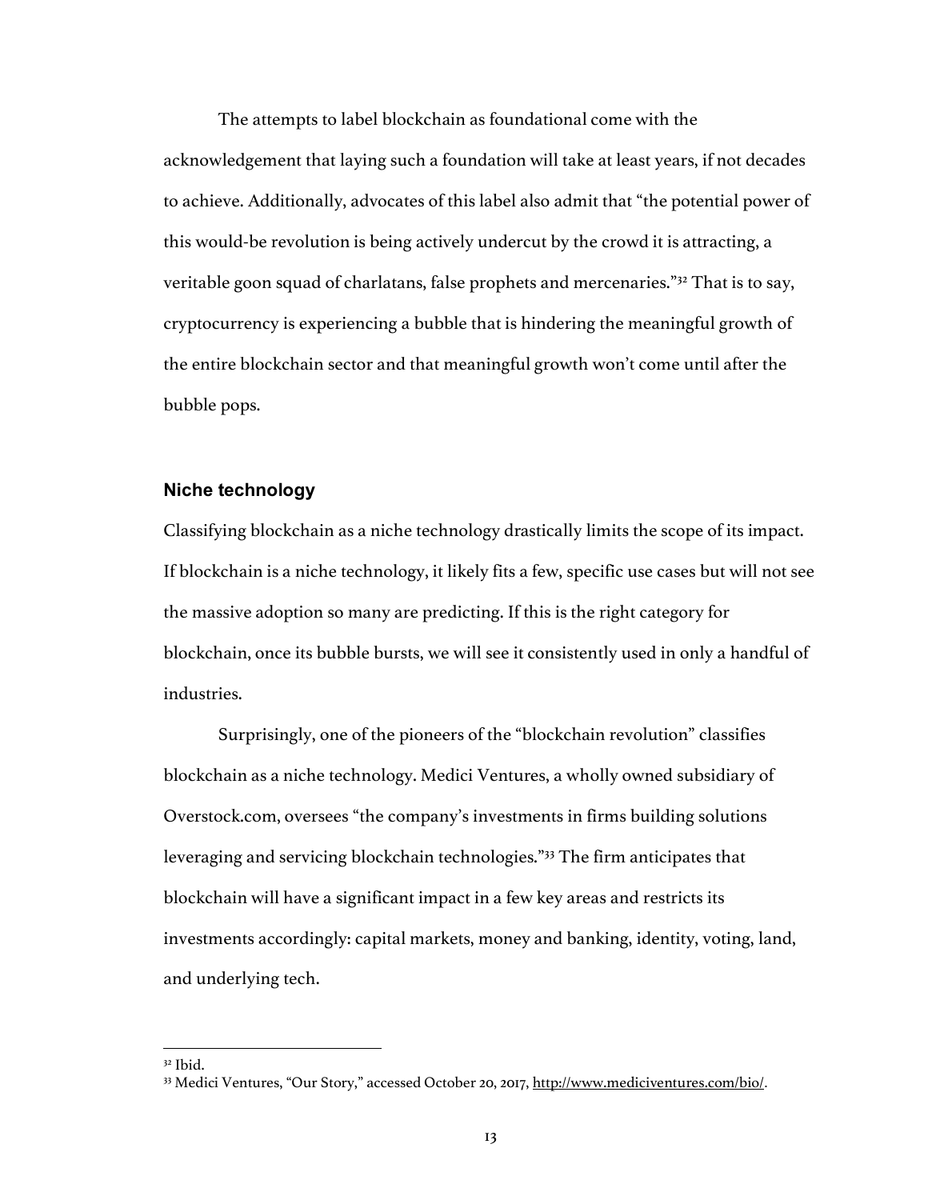The attempts to label blockchain as foundational come with the acknowledgement that laying such a foundation will take at least years, if not decades to achieve. Additionally, advocates of this label also admit that "the potential power of this would-be revolution is being actively undercut by the crowd it is attracting, a veritable goon squad of charlatans, false prophets and mercenaries."[32] That is to say, cryptocurrency is experiencing a bubble that is hindering the meaningful growth of the entire blockchain sector and that meaningful growth won't come until after the bubble pops.

### Niche technology

Classifying blockchain as a niche technology drastically limits the scope of its impact. If blockchain is a niche technology, it likely fits a few, specific use cases but will not see the massive adoption so many are predicting. If this is the right category for blockchain, once its bubble bursts, we will see it consistently used in only a handful of industries.

Surprisingly, one of the pioneers of the "blockchain revolution" classifies blockchain as a niche technology. Medici Ventures, a wholly owned subsidiary of Overstock.com, oversees "the company's investments in firms building solutions leveraging and servicing blockchain technologies."[33] The firm anticipates that blockchain will have a significant impact in a few key areas and restricts its investments accordingly: capital markets, money and banking, identity, voting, land, and underlying tech.

---

[32] Ibid.

[33] Medici Ventures, "Our Story," accessed October 20, 2017, http://www.mediciventures.com/bio/.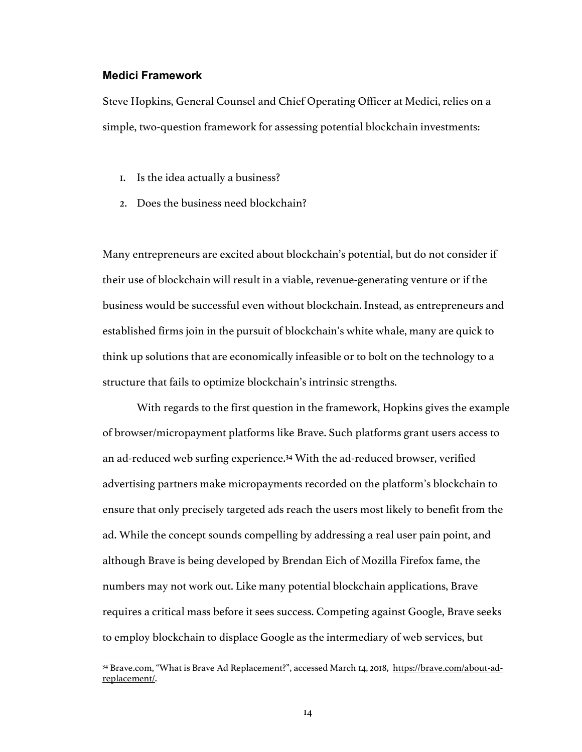### Medici Framework

Steve Hopkins, General Counsel and Chief Operating Officer at Medici, relies on a simple, two-question framework for assessing potential blockchain investments:

1. Is the idea actually a business?
2. Does the business need blockchain?

Many entrepreneurs are excited about blockchain's potential, but do not consider if their use of blockchain will result in a viable, revenue-generating venture or if the business would be successful even without blockchain. Instead, as entrepreneurs and established firms join in the pursuit of blockchain's white whale, many are quick to think up solutions that are economically infeasible or to bolt on the technology to a structure that fails to optimize blockchain's intrinsic strengths.

With regards to the first question in the framework, Hopkins gives the example of browser/micropayment platforms like Brave. Such platforms grant users access to an ad-reduced web surfing experience.[34] With the ad-reduced browser, verified advertising partners make micropayments recorded on the platform's blockchain to ensure that only precisely targeted ads reach the users most likely to benefit from the ad. While the concept sounds compelling by addressing a real user pain point, and although Brave is being developed by Brendan Eich of Mozilla Firefox fame, the numbers may not work out. Like many potential blockchain applications, Brave requires a critical mass before it sees success. Competing against Google, Brave seeks to employ blockchain to displace Google as the intermediary of web services, but

[34] Brave.com, "What is Brave Ad Replacement?", accessed March 14, 2018, https://brave.com/about-ad-replacement/.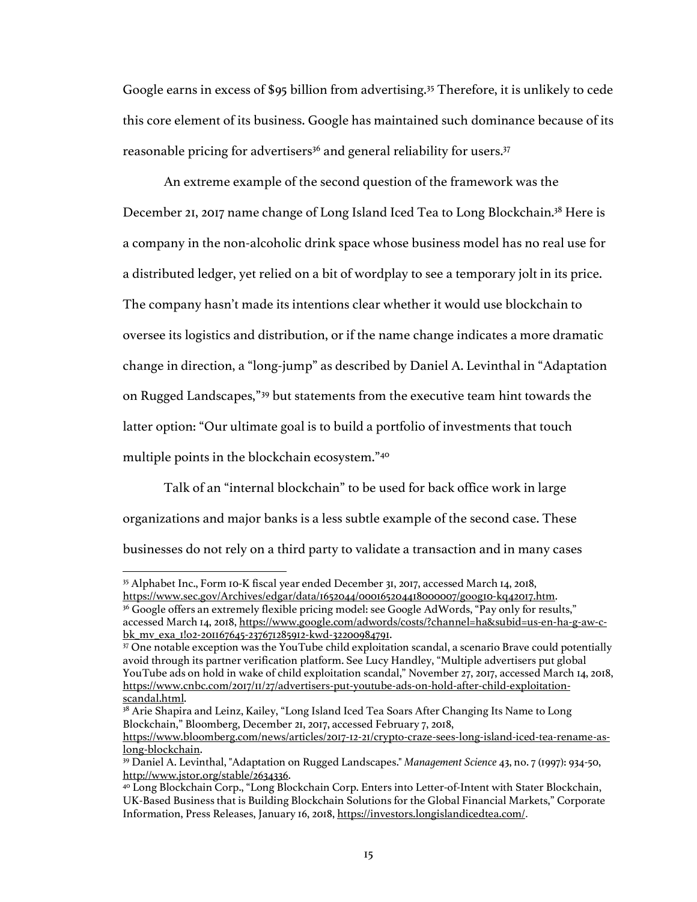Google earns in excess of $95 billion from advertising.[35] Therefore, it is unlikely to cede this core element of its business. Google has maintained such dominance because of its reasonable pricing for advertisers[36] and general reliability for users.[37]

An extreme example of the second question of the framework was the December 21, 2017 name change of Long Island Iced Tea to Long Blockchain.[38] Here is a company in the non-alcoholic drink space whose business model has no real use for a distributed ledger, yet relied on a bit of wordplay to see a temporary jolt in its price. The company hasn't made its intentions clear whether it would use blockchain to oversee its logistics and distribution, or if the name change indicates a more dramatic change in direction, a "long-jump" as described by Daniel A. Levinthal in "Adaptation on Rugged Landscapes,"[39] but statements from the executive team hint towards the latter option: "Our ultimate goal is to build a portfolio of investments that touch multiple points in the blockchain ecosystem."[40]

Talk of an "internal blockchain" to be used for back office work in large organizations and major banks is a less subtle example of the second case. These businesses do not rely on a third party to validate a transaction and in many cases

---

[35] Alphabet Inc., Form 10-K fiscal year ended December 31, 2017, accessed March 14, 2018, https://www.sec.gov/Archives/edgar/data/1652044/000165204418000007/goog10-kq42017.htm.

[36] Google offers an extremely flexible pricing model: see Google AdWords, "Pay only for results," accessed March 14, 2018, https://www.google.com/adwords/costs/?channel=ha&subid=us-en-ha-g-aw-c-bk_mv_exa_1!o2-201167645-237671285912-kwd-32200984791.

[37] One notable exception was the YouTube child exploitation scandal, a scenario Brave could potentially avoid through its partner verification platform. See Lucy Handley, "Multiple advertisers put global YouTube ads on hold in wake of child exploitation scandal," November 27, 2017, accessed March 14, 2018, https://www.cnbc.com/2017/11/27/advertisers-put-youtube-ads-on-hold-after-child-exploitation-scandal.html.

[38] Arie Shapira and Leinz, Kailey, "Long Island Iced Tea Soars After Changing Its Name to Long Blockchain," Bloomberg, December 21, 2017, accessed February 7, 2018, https://www.bloomberg.com/news/articles/2017-12-21/crypto-craze-sees-long-island-iced-tea-rename-as-long-blockchain.

[39] Daniel A. Levinthal, "Adaptation on Rugged Landscapes." *Management Science* 43, no. 7 (1997): 934-50, http://www.jstor.org/stable/2634336.

[40] Long Blockchain Corp., "Long Blockchain Corp. Enters into Letter-of-Intent with Stater Blockchain, UK-Based Business that is Building Blockchain Solutions for the Global Financial Markets," Corporate Information, Press Releases, January 16, 2018, https://investors.longislandicedtea.com/.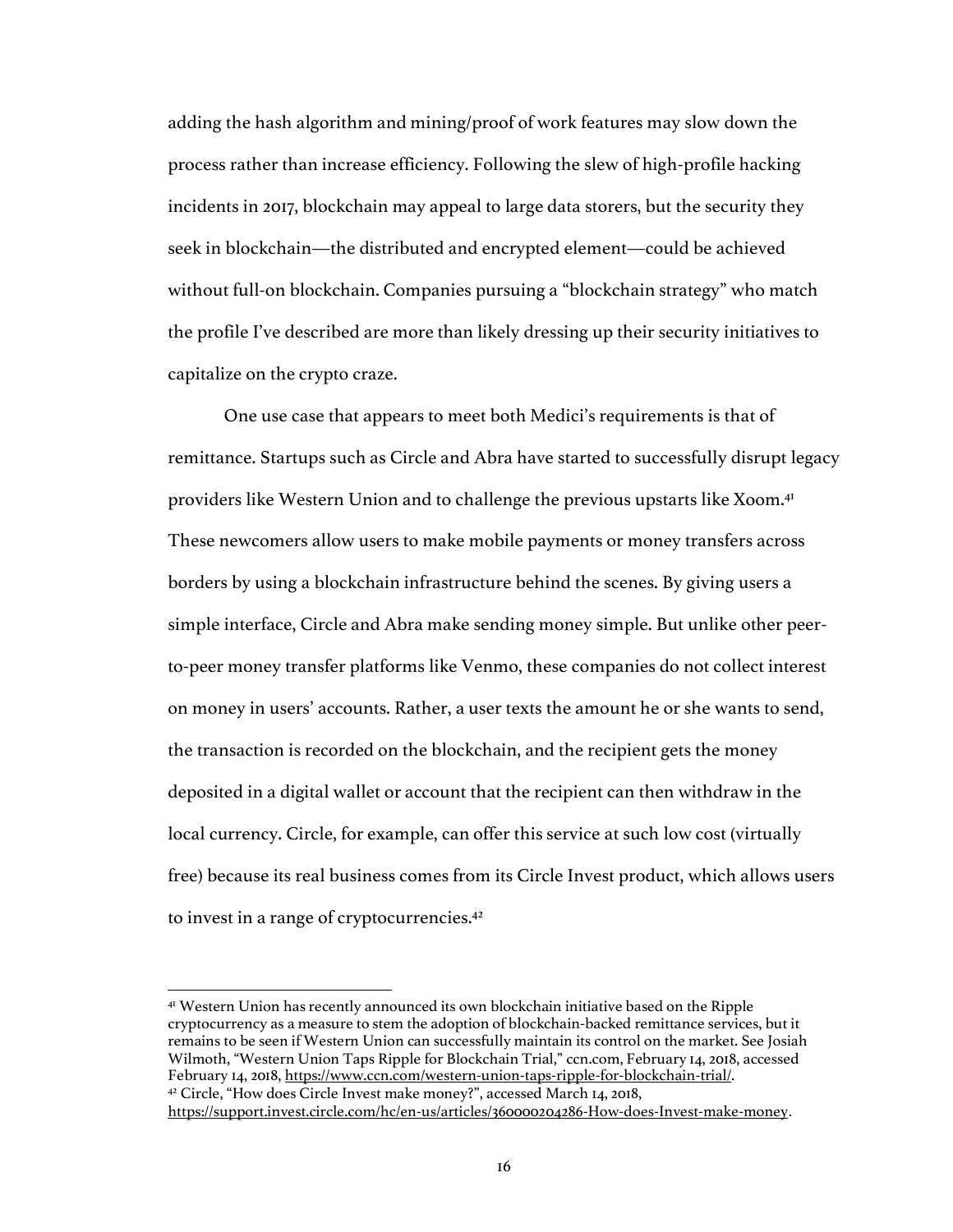adding the hash algorithm and mining/proof of work features may slow down the process rather than increase efficiency. Following the slew of high-profile hacking incidents in 2017, blockchain may appeal to large data storers, but the security they seek in blockchain—the distributed and encrypted element—could be achieved without full-on blockchain. Companies pursuing a "blockchain strategy" who match the profile I've described are more than likely dressing up their security initiatives to capitalize on the crypto craze.

One use case that appears to meet both Medici's requirements is that of remittance. Startups such as Circle and Abra have started to successfully disrupt legacy providers like Western Union and to challenge the previous upstarts like Xoom.[41] These newcomers allow users to make mobile payments or money transfers across borders by using a blockchain infrastructure behind the scenes. By giving users a simple interface, Circle and Abra make sending money simple. But unlike other peer-to-peer money transfer platforms like Venmo, these companies do not collect interest on money in users' accounts. Rather, a user texts the amount he or she wants to send, the transaction is recorded on the blockchain, and the recipient gets the money deposited in a digital wallet or account that the recipient can then withdraw in the local currency. Circle, for example, can offer this service at such low cost (virtually free) because its real business comes from its Circle Invest product, which allows users to invest in a range of cryptocurrencies.[42]

---

[41] Western Union has recently announced its own blockchain initiative based on the Ripple cryptocurrency as a measure to stem the adoption of blockchain-backed remittance services, but it remains to be seen if Western Union can successfully maintain its control on the market. See Josiah Wilmoth, "Western Union Taps Ripple for Blockchain Trial," ccn.com, February 14, 2018, accessed February 14, 2018, https://www.ccn.com/western-union-taps-ripple-for-blockchain-trial/.

[42] Circle, "How does Circle Invest make money?", accessed March 14, 2018, https://support.invest.circle.com/hc/en-us/articles/360000204286-How-does-Invest-make-money.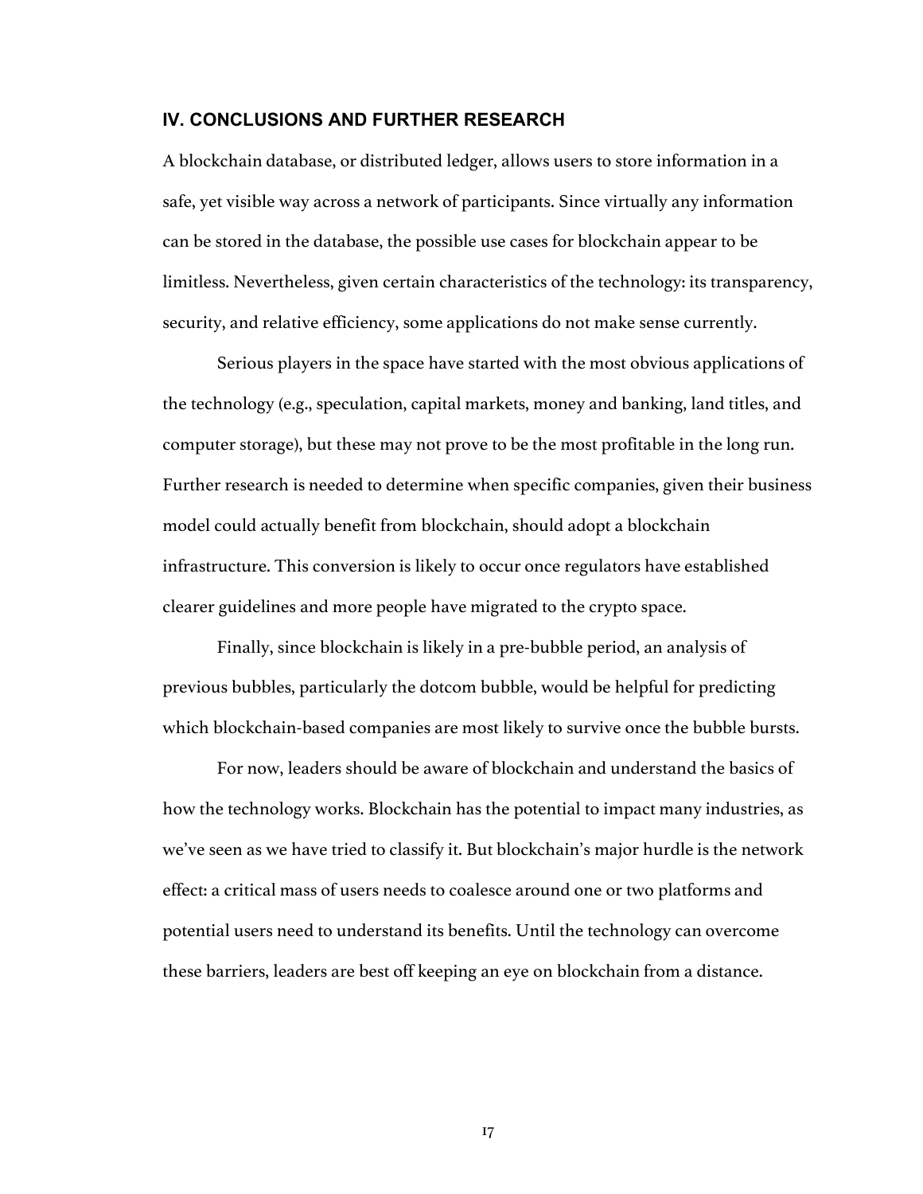## IV. CONCLUSIONS AND FURTHER RESEARCH

A blockchain database, or distributed ledger, allows users to store information in a safe, yet visible way across a network of participants. Since virtually any information can be stored in the database, the possible use cases for blockchain appear to be limitless. Nevertheless, given certain characteristics of the technology: its transparency, security, and relative efficiency, some applications do not make sense currently.

Serious players in the space have started with the most obvious applications of the technology (e.g., speculation, capital markets, money and banking, land titles, and computer storage), but these may not prove to be the most profitable in the long run. Further research is needed to determine when specific companies, given their business model could actually benefit from blockchain, should adopt a blockchain infrastructure. This conversion is likely to occur once regulators have established clearer guidelines and more people have migrated to the crypto space.

Finally, since blockchain is likely in a pre-bubble period, an analysis of previous bubbles, particularly the dotcom bubble, would be helpful for predicting which blockchain-based companies are most likely to survive once the bubble bursts.

For now, leaders should be aware of blockchain and understand the basics of how the technology works. Blockchain has the potential to impact many industries, as we've seen as we have tried to classify it. But blockchain's major hurdle is the network effect: a critical mass of users needs to coalesce around one or two platforms and potential users need to understand its benefits. Until the technology can overcome these barriers, leaders are best off keeping an eye on blockchain from a distance.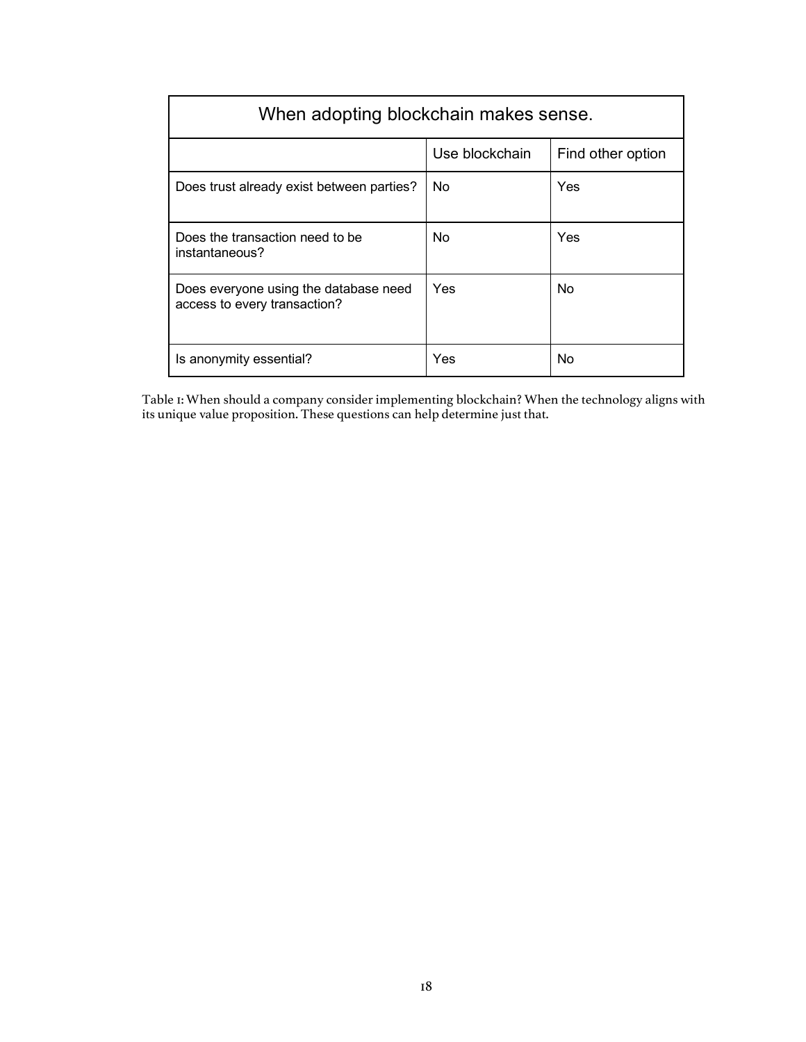| When adopting blockchain makes sense. | | |
|---|---|---|
| | Use blockchain | Find other option |
| Does trust already exist between parties? | No | Yes |
| Does the transaction need to be instantaneous? | No | Yes |
| Does everyone using the database need access to every transaction? | Yes | No |
| Is anonymity essential? | Yes | No |

Table 1: When should a company consider implementing blockchain? When the technology aligns with its unique value proposition. These questions can help determine just that.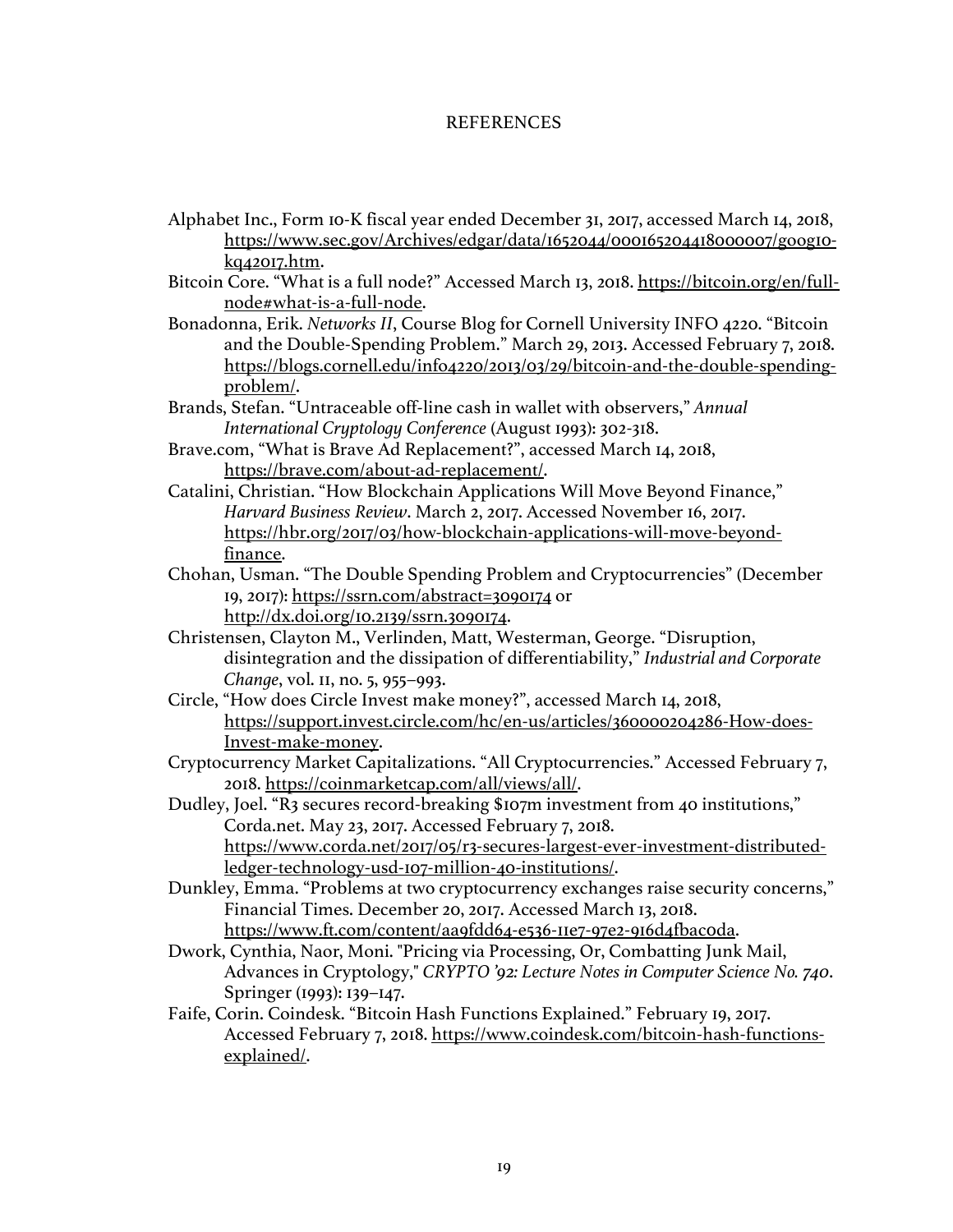# REFERENCES

Alphabet Inc., Form 10-K fiscal year ended December 31, 2017, accessed March 14, 2018, https://www.sec.gov/Archives/edgar/data/1652044/000165204418000007/goog10-kq42017.htm.

Bitcoin Core. "What is a full node?" Accessed March 13, 2018. https://bitcoin.org/en/full-node#what-is-a-full-node.

Bonadonna, Erik. *Networks II*, Course Blog for Cornell University INFO 4220. "Bitcoin and the Double-Spending Problem." March 29, 2013. Accessed February 7, 2018. https://blogs.cornell.edu/info4220/2013/03/29/bitcoin-and-the-double-spending-problem/.

Brands, Stefan. "Untraceable off-line cash in wallet with observers," *Annual International Cryptology Conference* (August 1993): 302-318.

Brave.com, "What is Brave Ad Replacement?", accessed March 14, 2018, https://brave.com/about-ad-replacement/.

Catalini, Christian. "How Blockchain Applications Will Move Beyond Finance," *Harvard Business Review*. March 2, 2017. Accessed November 16, 2017. https://hbr.org/2017/03/how-blockchain-applications-will-move-beyond-finance.

Chohan, Usman. "The Double Spending Problem and Cryptocurrencies" (December 19, 2017): https://ssrn.com/abstract=3090174 or http://dx.doi.org/10.2139/ssrn.3090174.

Christensen, Clayton M., Verlinden, Matt, Westerman, George. "Disruption, disintegration and the dissipation of differentiability," *Industrial and Corporate Change*, vol. 11, no. 5, 955–993.

Circle, "How does Circle Invest make money?", accessed March 14, 2018, https://support.invest.circle.com/hc/en-us/articles/360000204286-How-does-Invest-make-money.

Cryptocurrency Market Capitalizations. "All Cryptocurrencies." Accessed February 7, 2018. https://coinmarketcap.com/all/views/all/.

Dudley, Joel. "R3 secures record-breaking $107m investment from 40 institutions," Corda.net. May 23, 2017. Accessed February 7, 2018. https://www.corda.net/2017/05/r3-secures-largest-ever-investment-distributed-ledger-technology-usd-107-million-40-institutions/.

Dunkley, Emma. "Problems at two cryptocurrency exchanges raise security concerns," Financial Times. December 20, 2017. Accessed March 13, 2018. https://www.ft.com/content/aa9fdd64-e536-11e7-97e2-916d4fbac0da.

Dwork, Cynthia, Naor, Moni. "Pricing via Processing, Or, Combatting Junk Mail, Advances in Cryptology," *CRYPTO '92: Lecture Notes in Computer Science No. 740*. Springer (1993): 139–147.

Faife, Corin. Coindesk. "Bitcoin Hash Functions Explained." February 19, 2017. Accessed February 7, 2018. https://www.coindesk.com/bitcoin-hash-functions-explained/.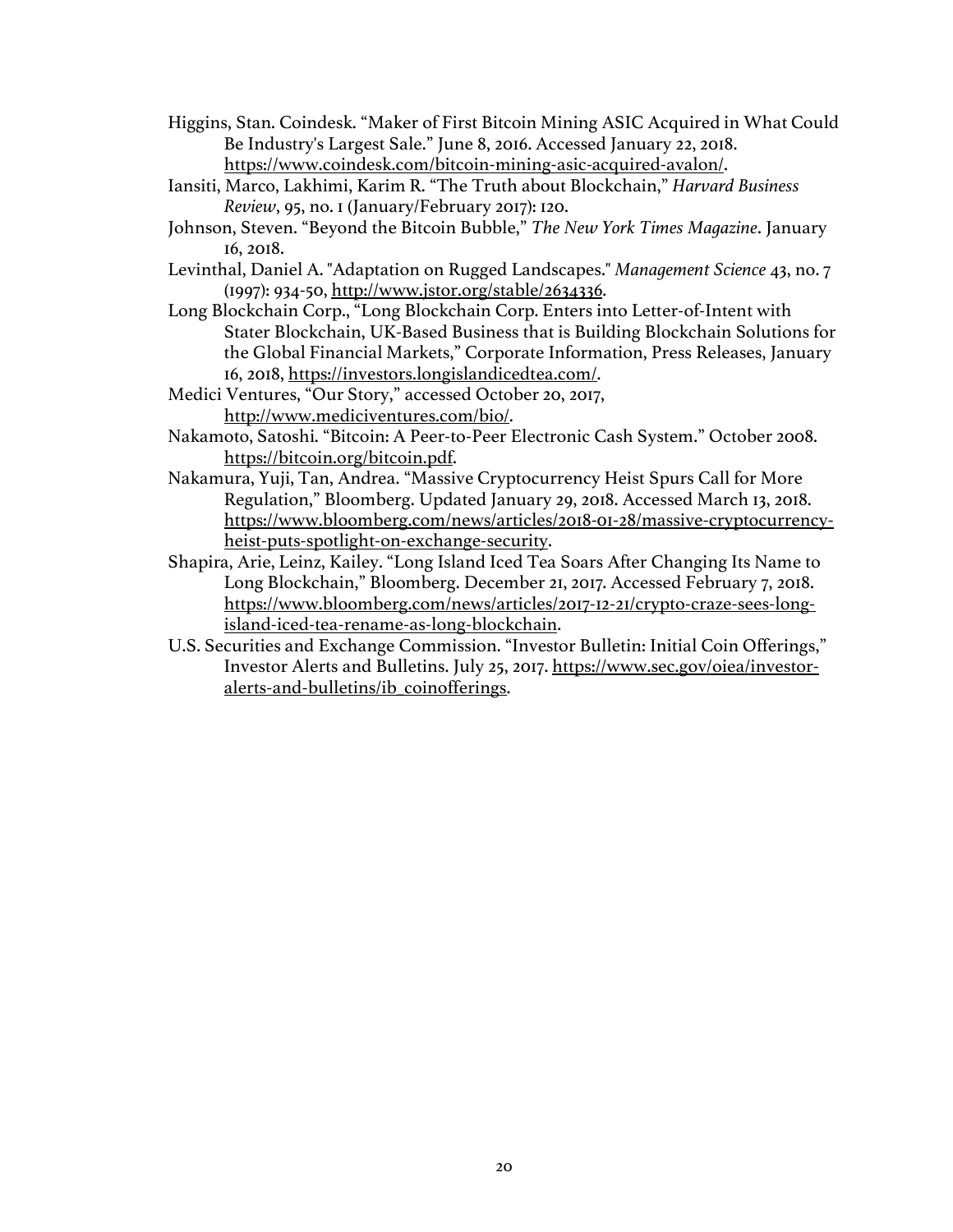Higgins, Stan. Coindesk. “Maker of First Bitcoin Mining ASIC Acquired in What Could Be Industry's Largest Sale.” June 8, 2016. Accessed January 22, 2018. https://www.coindesk.com/bitcoin-mining-asic-acquired-avalon/.

Iansiti, Marco, Lakhimi, Karim R. “The Truth about Blockchain,” *Harvard Business Review*, 95, no. 1 (January/February 2017): 120.

Johnson, Steven. “Beyond the Bitcoin Bubble,” *The New York Times Magazine*. January 16, 2018.

Levinthal, Daniel A. "Adaptation on Rugged Landscapes." *Management Science* 43, no. 7 (1997): 934-50, http://www.jstor.org/stable/2634336.

Long Blockchain Corp., “Long Blockchain Corp. Enters into Letter-of-Intent with Stater Blockchain, UK-Based Business that is Building Blockchain Solutions for the Global Financial Markets,” Corporate Information, Press Releases, January 16, 2018, https://investors.longislandicedtea.com/.

Medici Ventures, “Our Story,” accessed October 20, 2017, http://www.mediciventures.com/bio/.

Nakamoto, Satoshi. “Bitcoin: A Peer-to-Peer Electronic Cash System.” October 2008. https://bitcoin.org/bitcoin.pdf.

Nakamura, Yuji, Tan, Andrea. “Massive Cryptocurrency Heist Spurs Call for More Regulation,” Bloomberg. Updated January 29, 2018. Accessed March 13, 2018. https://www.bloomberg.com/news/articles/2018-01-28/massive-cryptocurrency-heist-puts-spotlight-on-exchange-security.

Shapira, Arie, Leinz, Kailey. “Long Island Iced Tea Soars After Changing Its Name to Long Blockchain,” Bloomberg. December 21, 2017. Accessed February 7, 2018. https://www.bloomberg.com/news/articles/2017-12-21/crypto-craze-sees-long-island-iced-tea-rename-as-long-blockchain.

U.S. Securities and Exchange Commission. “Investor Bulletin: Initial Coin Offerings,” Investor Alerts and Bulletins. July 25, 2017. https://www.sec.gov/oiea/investor-alerts-and-bulletins/ib_coinofferings.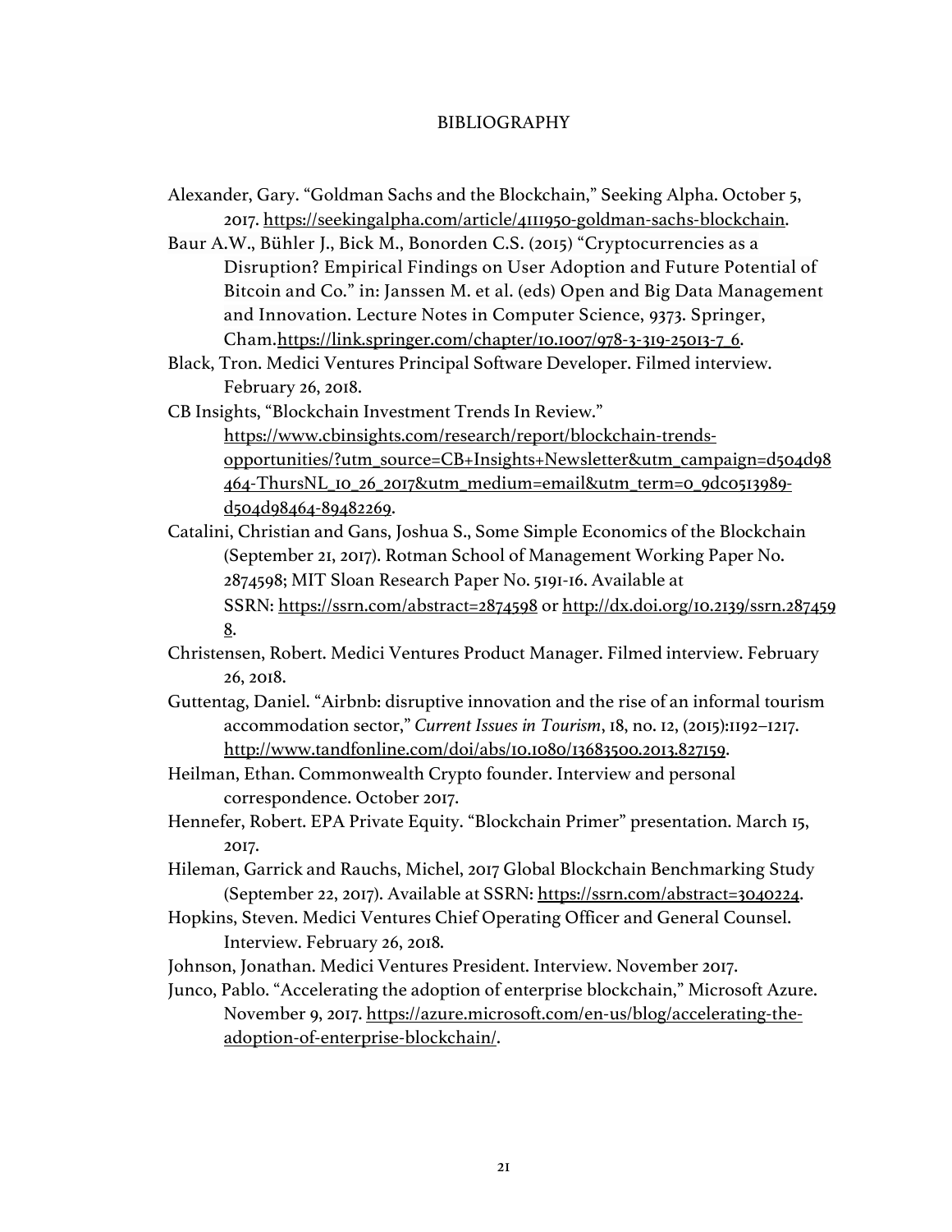# BIBLIOGRAPHY

Alexander, Gary. “Goldman Sachs and the Blockchain,” Seeking Alpha. October 5, 2017. https://seekingalpha.com/article/4111950-goldman-sachs-blockchain.

Baur A.W., Bühler J., Bick M., Bonorden C.S. (2015) “Cryptocurrencies as a Disruption? Empirical Findings on User Adoption and Future Potential of Bitcoin and Co.” in: Janssen M. et al. (eds) Open and Big Data Management and Innovation. Lecture Notes in Computer Science, 9373. Springer, Cham.https://link.springer.com/chapter/10.1007/978-3-319-25013-7_6.

Black, Tron. Medici Ventures Principal Software Developer. Filmed interview. February 26, 2018.

CB Insights, “Blockchain Investment Trends In Review.” https://www.cbinsights.com/research/report/blockchain-trends-opportunities/?utm_source=CB+Insights+Newsletter&utm_campaign=d504d98464-ThursNL_10_26_2017&utm_medium=email&utm_term=0_9dc0513989-d504d98464-89482269.

Catalini, Christian and Gans, Joshua S., Some Simple Economics of the Blockchain (September 21, 2017). Rotman School of Management Working Paper No. 2874598; MIT Sloan Research Paper No. 5191-16. Available at SSRN: https://ssrn.com/abstract=2874598 or http://dx.doi.org/10.2139/ssrn.2874598.

Christensen, Robert. Medici Ventures Product Manager. Filmed interview. February 26, 2018.

Guttentag, Daniel. “Airbnb: disruptive innovation and the rise of an informal tourism accommodation sector,” *Current Issues in Tourism*, 18, no. 12, (2015):1192–1217. http://www.tandfonline.com/doi/abs/10.1080/13683500.2013.827159.

Heilman, Ethan. Commonwealth Crypto founder. Interview and personal correspondence. October 2017.

Hennefer, Robert. EPA Private Equity. “Blockchain Primer” presentation. March 15, 2017.

Hileman, Garrick and Rauchs, Michel, 2017 Global Blockchain Benchmarking Study (September 22, 2017). Available at SSRN: https://ssrn.com/abstract=3040224.

Hopkins, Steven. Medici Ventures Chief Operating Officer and General Counsel. Interview. February 26, 2018.

Johnson, Jonathan. Medici Ventures President. Interview. November 2017.

Junco, Pablo. “Accelerating the adoption of enterprise blockchain,” Microsoft Azure. November 9, 2017. https://azure.microsoft.com/en-us/blog/accelerating-the-adoption-of-enterprise-blockchain/.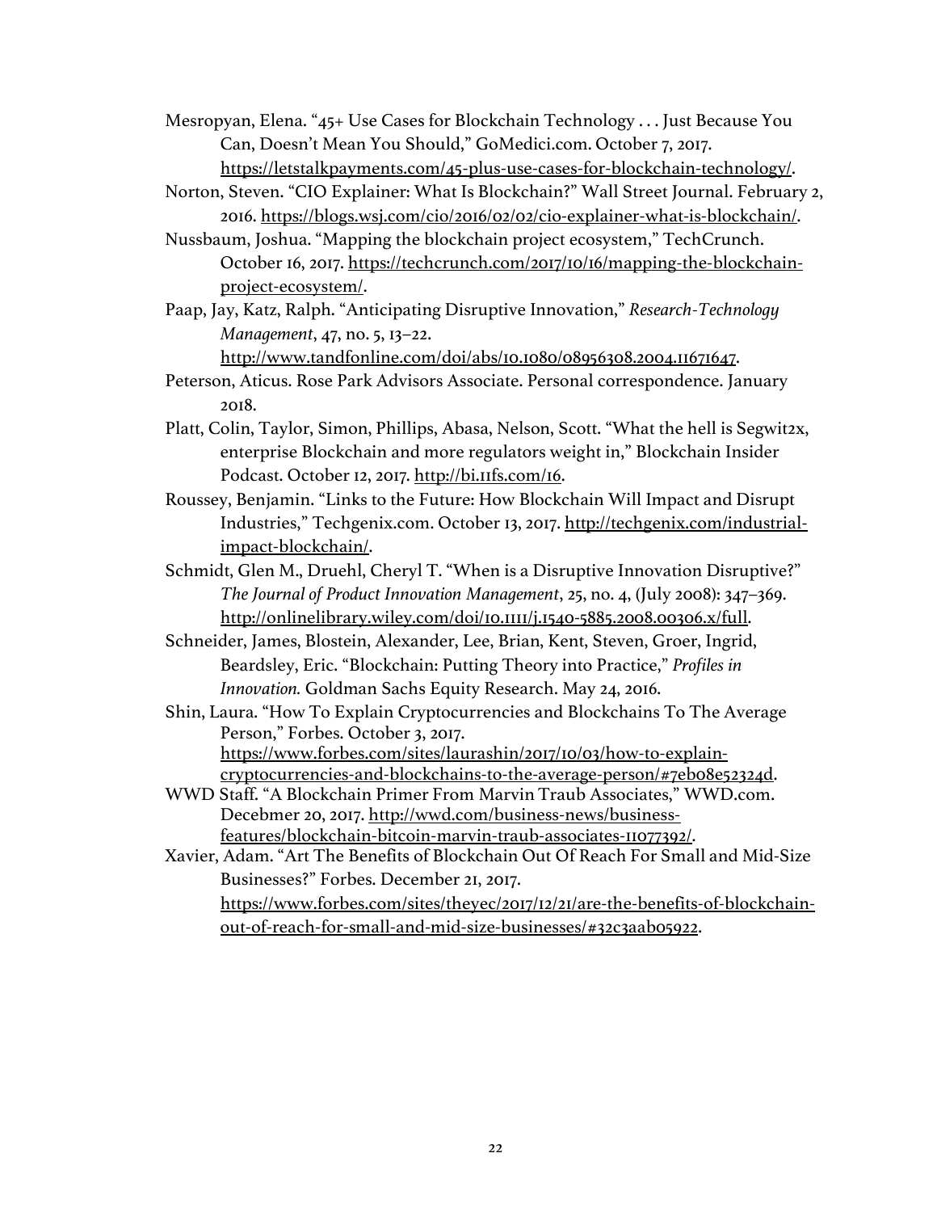Mesropyan, Elena. "45+ Use Cases for Blockchain Technology . . . Just Because You Can, Doesn't Mean You Should," GoMedici.com. October 7, 2017. https://letstalkpayments.com/45-plus-use-cases-for-blockchain-technology/.

Norton, Steven. "CIO Explainer: What Is Blockchain?" Wall Street Journal. February 2, 2016. https://blogs.wsj.com/cio/2016/02/02/cio-explainer-what-is-blockchain/.

Nussbaum, Joshua. "Mapping the blockchain project ecosystem," TechCrunch. October 16, 2017. https://techcrunch.com/2017/10/16/mapping-the-blockchain-project-ecosystem/.

Paap, Jay, Katz, Ralph. "Anticipating Disruptive Innovation," *Research-Technology Management*, 47, no. 5, 13–22. http://www.tandfonline.com/doi/abs/10.1080/08956308.2004.11671647.

Peterson, Aticus. Rose Park Advisors Associate. Personal correspondence. January 2018.

Platt, Colin, Taylor, Simon, Phillips, Abasa, Nelson, Scott. "What the hell is Segwit2x, enterprise Blockchain and more regulators weight in," Blockchain Insider Podcast. October 12, 2017. http://bi.11fs.com/16.

Roussey, Benjamin. "Links to the Future: How Blockchain Will Impact and Disrupt Industries," Techgenix.com. October 13, 2017. http://techgenix.com/industrial-impact-blockchain/.

Schmidt, Glen M., Druehl, Cheryl T. "When is a Disruptive Innovation Disruptive?" *The Journal of Product Innovation Management*, 25, no. 4, (July 2008): 347–369. http://onlinelibrary.wiley.com/doi/10.1111/j.1540-5885.2008.00306.x/full.

Schneider, James, Blostein, Alexander, Lee, Brian, Kent, Steven, Groer, Ingrid, Beardsley, Eric. "Blockchain: Putting Theory into Practice," *Profiles in Innovation.* Goldman Sachs Equity Research. May 24, 2016.

Shin, Laura. "How To Explain Cryptocurrencies and Blockchains To The Average Person," Forbes. October 3, 2017. https://www.forbes.com/sites/laurashin/2017/10/03/how-to-explain-cryptocurrencies-and-blockchains-to-the-average-person/#7eb08e52324d.

WWD Staff. "A Blockchain Primer From Marvin Traub Associates," WWD.com. Decebmer 20, 2017. http://wwd.com/business-news/business-features/blockchain-bitcoin-marvin-traub-associates-11077392/.

Xavier, Adam. "Art The Benefits of Blockchain Out Of Reach For Small and Mid-Size Businesses?" Forbes. December 21, 2017. https://www.forbes.com/sites/theyec/2017/12/21/are-the-benefits-of-blockchain-out-of-reach-for-small-and-mid-size-businesses/#32c3aab05922.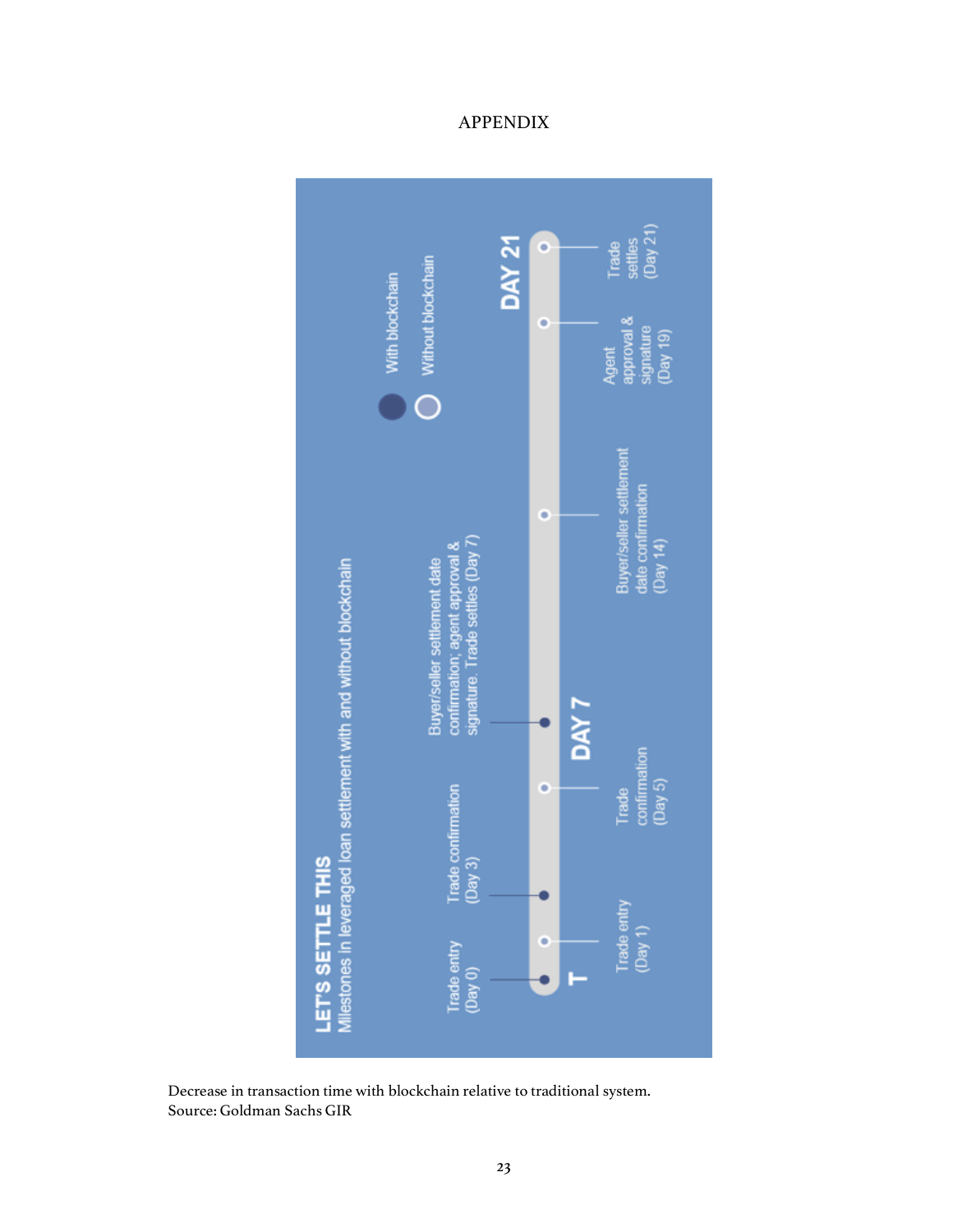# APPENDIX

LET'S SETTLE THIS

Milestones in leveraged loan settlement with and without blockchain

With blockchain

Without blockchain

T

Trade entry (Day 0)

Trade entry (Day 1)

Trade confirmation (Day 3)

Trade confirmation (Day 5)

DAY 7

Buyer/seller settlement date confirmation, agent approval & signature. Trade settles (Day 7)

Buyer/seller settlement date confirmation (Day 14)

Agent approval & signature (Day 19)

DAY 21

Trade settles (Day 21)

Decrease in transaction time with blockchain relative to traditional system.
Source: Goldman Sachs GIR